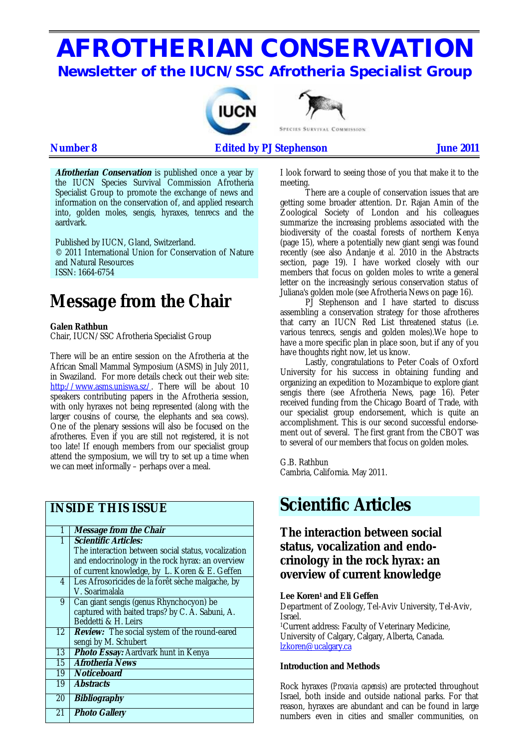# AFROTHERIAN CONSERVATION

## Newsletter of the IUCN/SSC Afrotheria Specialist Group

**Number 8** **Edited by PJ Stephenson** **June 2011**

***Afrotherian Conservation*** is published once a year by the IUCN Species Survival Commission Afrotheria Specialist Group to promote the exchange of news and information on the conservation of, and applied research into, golden moles, sengis, hyraxes, tenrecs and the aardvark.

Published by IUCN, Gland, Switzerland.
© 2011 International Union for Conservation of Nature and Natural Resources
ISSN: 1664-6754

# Message from the Chair

**Galen Rathbun**
Chair, IUCN/SSC Afrotheria Specialist Group

There will be an entire session on the Afrotheria at the African Small Mammal Symposium (ASMS) in July 2011, in Swaziland. For more details check out their web site: http://www.asms.uniswa.sz/. There will be about 10 speakers contributing papers in the Afrotheria session, with only hyraxes not being represented (along with the larger cousins of course, the elephants and sea cows). One of the plenary sessions will also be focused on the afrotheres. Even if you are still not registered, it is not too late! If enough members from our specialist group attend the symposium, we will try to set up a time when we can meet informally – perhaps over a meal. I look forward to seeing those of you that make it to the meeting.

There are a couple of conservation issues that are getting some broader attention. Dr. Rajan Amin of the Zoological Society of London and his colleagues summarize the increasing problems associated with the biodiversity of the coastal forests of northern Kenya (page 15), where a potentially new giant sengi was found recently (see also Andanje *et al.* 2010 in the Abstracts section, page 19). I have worked closely with our members that focus on golden moles to write a general letter on the increasingly serious conservation status of Juliana's golden mole (see Afrotheria News on page 16).

PJ Stephenson and I have started to discuss assembling a conservation strategy for those afrotheres that carry an IUCN Red List threatened status (i.e. various tenrecs, sengis and golden moles).We hope to have a more specific plan in place soon, but if any of you have thoughts right now, let us know.

Lastly, congratulations to Peter Coals of Oxford University for his success in obtaining funding and organizing an expedition to Mozambique to explore giant sengis there (see Afrotheria News, page 16). Peter received funding from the Chicago Board of Trade, with our specialist group endorsement, which is quite an accomplishment. This is our second successful endorsement out of several. The first grant from the CBOT was to several of our members that focus on golden moles.

G.B. Rathbun
Cambria, California. May 2011.

| INSIDE THIS ISSUE | |
|---|---|
| 1 | ***Message from the Chair*** |
| 1 | ***Scientific Articles:*** The interaction between social status, vocalization and endocrinology in the rock hyrax: an overview of current knowledge, by L. Koren & E. Geffen |
| 4 | Les Afrosoricides de la forêt sèche malgache, by V. Soarimalala |
| 9 | Can giant sengis (genus Rhynchocyon) be captured with baited traps? by C. A. Sabuni, A. Beddetti & H. Leirs |
| 12 | ***Review:*** The social system of the round-eared sengi by M. Schubert |
| 13 | ***Photo Essay:*** Aardvark hunt in Kenya |
| 15 | ***Afrotheria News*** |
| 19 | ***Noticeboard*** |
| 19 | ***Abstracts*** |
| 20 | ***Bibliography*** |
| 21 | ***Photo Gallery*** |

# Scientific Articles

## The interaction between social status, vocalization and endocrinology in the rock hyrax: an overview of current knowledge

**Lee Koren[1] and Eli Geffen**
Department of Zoology, Tel-Aviv University, Tel-Aviv, Israel.
[1]Current address: Faculty of Veterinary Medicine, University of Calgary, Calgary, Alberta, Canada.
lzkoren@ucalgary.ca

**Introduction and Methods**

Rock hyraxes (*Procavia capensis*) are protected throughout Israel, both inside and outside national parks. For that reason, hyraxes are abundant and can be found in large numbers even in cities and smaller communities, on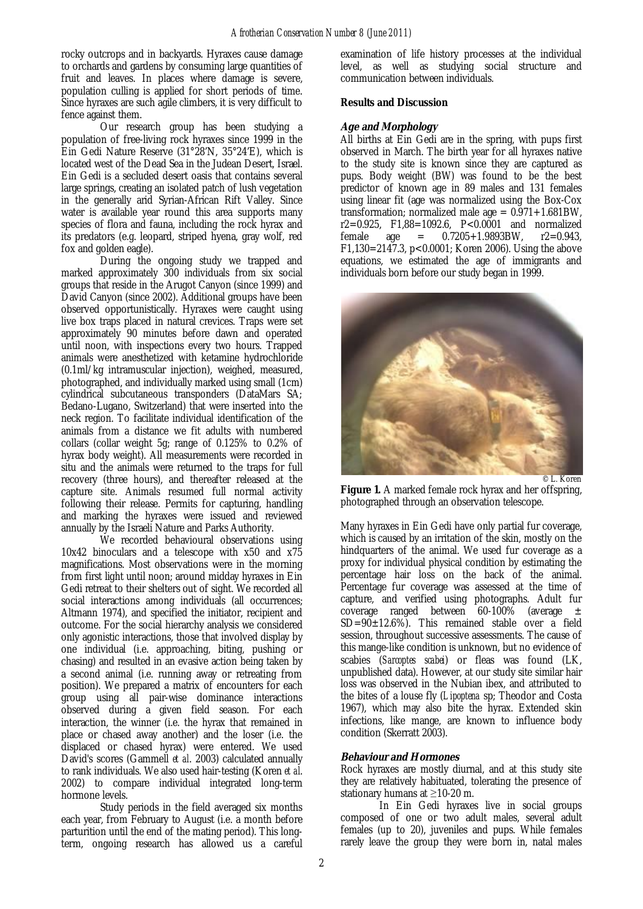rocky outcrops and in backyards. Hyraxes cause damage to orchards and gardens by consuming large quantities of fruit and leaves. In places where damage is severe, population culling is applied for short periods of time. Since hyraxes are such agile climbers, it is very difficult to fence against them.

Our research group has been studying a population of free-living rock hyraxes since 1999 in the Ein Gedi Nature Reserve (31°28'N, 35°24'E), which is located west of the Dead Sea in the Judean Desert, Israel. Ein Gedi is a secluded desert oasis that contains several large springs, creating an isolated patch of lush vegetation in the generally arid Syrian-African Rift Valley. Since water is available year round this area supports many species of flora and fauna, including the rock hyrax and its predators (e.g. leopard, striped hyena, gray wolf, red fox and golden eagle).

During the ongoing study we trapped and marked approximately 300 individuals from six social groups that reside in the Arugot Canyon (since 1999) and David Canyon (since 2002). Additional groups have been observed opportunistically. Hyraxes were caught using live box traps placed in natural crevices. Traps were set approximately 90 minutes before dawn and operated until noon, with inspections every two hours. Trapped animals were anesthetized with ketamine hydrochloride (0.1ml/kg intramuscular injection), weighed, measured, photographed, and individually marked using small (1cm) cylindrical subcutaneous transponders (DataMars SA; Bedano-Lugano, Switzerland) that were inserted into the neck region. To facilitate individual identification of the animals from a distance we fit adults with numbered collars (collar weight 5g; range of 0.125% to 0.2% of hyrax body weight). All measurements were recorded in situ and the animals were returned to the traps for full recovery (three hours), and thereafter released at the capture site. Animals resumed full normal activity following their release. Permits for capturing, handling and marking the hyraxes were issued and reviewed annually by the Israeli Nature and Parks Authority.

We recorded behavioural observations using 10x42 binoculars and a telescope with x50 and x75 magnifications. Most observations were in the morning from first light until noon; around midday hyraxes in Ein Gedi retreat to their shelters out of sight. We recorded all social interactions among individuals (all occurrences; Altmann 1974), and specified the initiator, recipient and outcome. For the social hierarchy analysis we considered only agonistic interactions, those that involved display by one individual (i.e. approaching, biting, pushing or chasing) and resulted in an evasive action being taken by a second animal (i.e. running away or retreating from position). We prepared a matrix of encounters for each group using all pair-wise dominance interactions observed during a given field season. For each interaction, the winner (i.e. the hyrax that remained in place or chased away another) and the loser (i.e. the displaced or chased hyrax) were entered. We used David's scores (Gammell *et al*. 2003) calculated annually to rank individuals. We also used hair-testing (Koren *et al*. 2002) to compare individual integrated long-term hormone levels.

Study periods in the field averaged six months each year, from February to August (i.e. a month before parturition until the end of the mating period). This long-term, ongoing research has allowed us a careful examination of life history processes at the individual level, as well as studying social structure and communication between individuals.

## Results and Discussion

### Age and Morphology

All births at Ein Gedi are in the spring, with pups first observed in March. The birth year for all hyraxes native to the study site is known since they are captured as pups. Body weight (BW) was found to be the best predictor of known age in 89 males and 131 females using linear fit (age was normalized using the Box-Cox transformation; normalized male age = 0.971+1.681BW, $r^2$=0.925, $F_{1,88}$=1092.6, $P<0.0001$ and normalized female age = 0.7205+1.9893BW, $r^2$=0.943, $F_{1,130}$=2147.3, $p<0.0001$; Koren 2006). Using the above equations, we estimated the age of immigrants and individuals born before our study began in 1999.

© L. Koren

**Figure 1.** A marked female rock hyrax and her offspring, photographed through an observation telescope.

Many hyraxes in Ein Gedi have only partial fur coverage, which is caused by an irritation of the skin, mostly on the hindquarters of the animal. We used fur coverage as a proxy for individual physical condition by estimating the percentage hair loss on the back of the animal. Percentage fur coverage was assessed at the time of capture, and verified using photographs. Adult fur coverage ranged between 60-100% (average ± SD=90±12.6%). This remained stable over a field session, throughout successive assessments. The cause of this mange-like condition is unknown, but no evidence of scabies (*Sarcoptes scabei*) or fleas was found (LK, unpublished data). However, at our study site similar hair loss was observed in the Nubian ibex, and attributed to the bites of a louse fly (*Lipoptena* sp; Theodor and Costa 1967), which may also bite the hyrax. Extended skin infections, like mange, are known to influence body condition (Skerratt 2003).

### Behaviour and Hormones

Rock hyraxes are mostly diurnal, and at this study site they are relatively habituated, tolerating the presence of stationary humans at ≥10-20 m.

In Ein Gedi hyraxes live in social groups composed of one or two adult males, several adult females (up to 20), juveniles and pups. While females rarely leave the group they were born in, natal males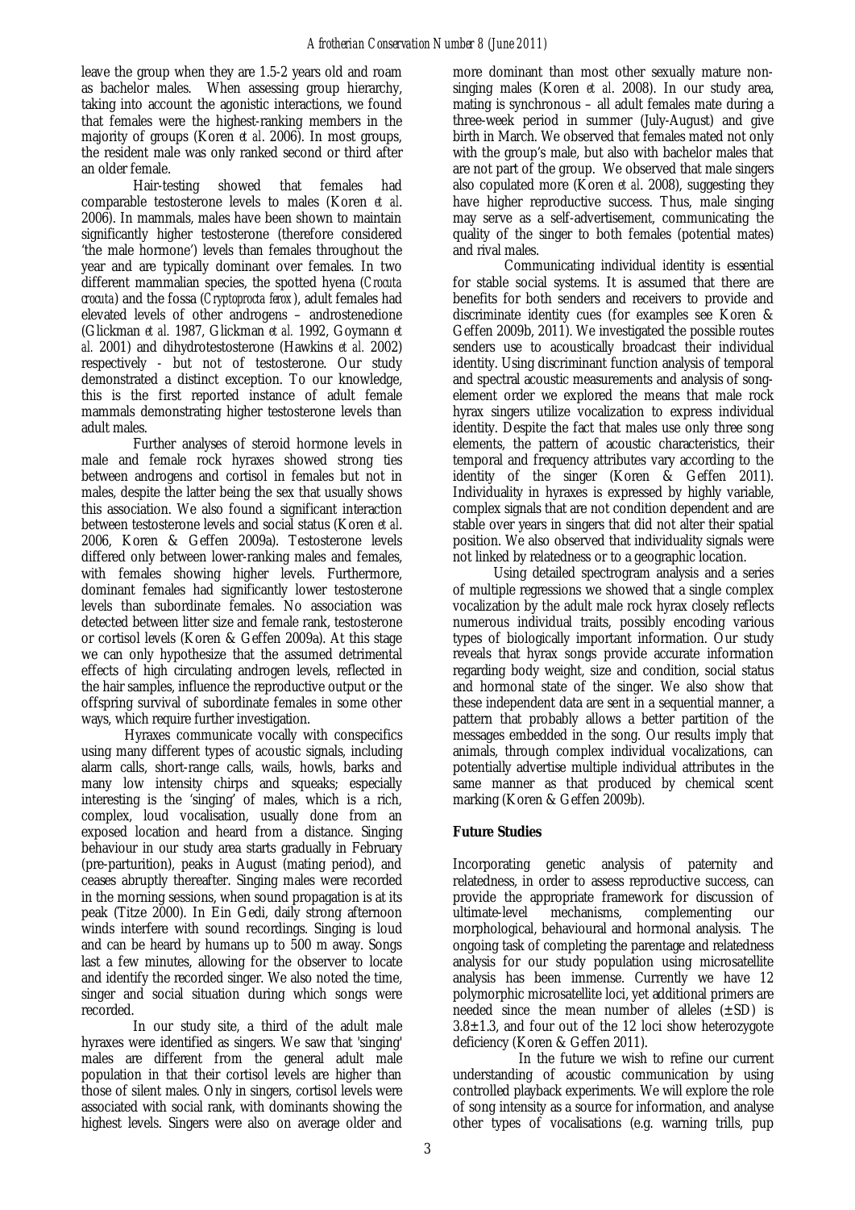leave the group when they are 1.5-2 years old and roam as bachelor males. When assessing group hierarchy, taking into account the agonistic interactions, we found that females were the highest-ranking members in the majority of groups (Koren *et al*. 2006). In most groups, the resident male was only ranked second or third after an older female.

Hair-testing showed that females had comparable testosterone levels to males (Koren *et al*. 2006). In mammals, males have been shown to maintain significantly higher testosterone (therefore considered 'the male hormone') levels than females throughout the year and are typically dominant over females. In two different mammalian species, the spotted hyena (*Crocuta crocuta*) and the fossa (*Cryptoprocta ferox*), adult females had elevated levels of other androgens – androstenedione (Glickman *et al.* 1987, Glickman *et al.* 1992, Goymann *et al.* 2001) and dihydrotestosterone (Hawkins *et al.* 2002) respectively - but not of testosterone. Our study demonstrated a distinct exception. To our knowledge, this is the first reported instance of adult female mammals demonstrating higher testosterone levels than adult males.

Further analyses of steroid hormone levels in male and female rock hyraxes showed strong ties between androgens and cortisol in females but not in males, despite the latter being the sex that usually shows this association. We also found a significant interaction between testosterone levels and social status (Koren *et al*. 2006, Koren & Geffen 2009a). Testosterone levels differed only between lower-ranking males and females, with females showing higher levels. Furthermore, dominant females had significantly lower testosterone levels than subordinate females. No association was detected between litter size and female rank, testosterone or cortisol levels (Koren & Geffen 2009a). At this stage we can only hypothesize that the assumed detrimental effects of high circulating androgen levels, reflected in the hair samples, influence the reproductive output or the offspring survival of subordinate females in some other ways, which require further investigation.

Hyraxes communicate vocally with conspecifics using many different types of acoustic signals, including alarm calls, short-range calls, wails, howls, barks and many low intensity chirps and squeaks; especially interesting is the 'singing' of males, which is a rich, complex, loud vocalisation, usually done from an exposed location and heard from a distance. Singing behaviour in our study area starts gradually in February (pre-parturition), peaks in August (mating period), and ceases abruptly thereafter. Singing males were recorded in the morning sessions, when sound propagation is at its peak (Titze 2000). In Ein Gedi, daily strong afternoon winds interfere with sound recordings. Singing is loud and can be heard by humans up to 500 m away. Songs last a few minutes, allowing for the observer to locate and identify the recorded singer. We also noted the time, singer and social situation during which songs were recorded.

In our study site, a third of the adult male hyraxes were identified as singers. We saw that 'singing' males are different from the general adult male population in that their cortisol levels are higher than those of silent males. Only in singers, cortisol levels were associated with social rank, with dominants showing the highest levels. Singers were also on average older and more dominant than most other sexually mature non-singing males (Koren *et al*. 2008). In our study area, mating is synchronous – all adult females mate during a three-week period in summer (July-August) and give birth in March. We observed that females mated not only with the group's male, but also with bachelor males that are not part of the group. We observed that male singers also copulated more (Koren *et al*. 2008), suggesting they have higher reproductive success. Thus, male singing may serve as a self-advertisement, communicating the quality of the singer to both females (potential mates) and rival males.

Communicating individual identity is essential for stable social systems. It is assumed that there are benefits for both senders and receivers to provide and discriminate identity cues (for examples see Koren & Geffen 2009b, 2011). We investigated the possible routes senders use to acoustically broadcast their individual identity. Using discriminant function analysis of temporal and spectral acoustic measurements and analysis of song-element order we explored the means that male rock hyrax singers utilize vocalization to express individual identity. Despite the fact that males use only three song elements, the pattern of acoustic characteristics, their temporal and frequency attributes vary according to the identity of the singer (Koren & Geffen 2011). Individuality in hyraxes is expressed by highly variable, complex signals that are not condition dependent and are stable over years in singers that did not alter their spatial position. We also observed that individuality signals were not linked by relatedness or to a geographic location.

Using detailed spectrogram analysis and a series of multiple regressions we showed that a single complex vocalization by the adult male rock hyrax closely reflects numerous individual traits, possibly encoding various types of biologically important information. Our study reveals that hyrax songs provide accurate information regarding body weight, size and condition, social status and hormonal state of the singer. We also show that these independent data are sent in a sequential manner, a pattern that probably allows a better partition of the messages embedded in the song. Our results imply that animals, through complex individual vocalizations, can potentially advertise multiple individual attributes in the same manner as that produced by chemical scent marking (Koren & Geffen 2009b).

## Future Studies

Incorporating genetic analysis of paternity and relatedness, in order to assess reproductive success, can provide the appropriate framework for discussion of ultimate-level mechanisms, complementing our morphological, behavioural and hormonal analysis. The ongoing task of completing the parentage and relatedness analysis for our study population using microsatellite analysis has been immense. Currently we have 12 polymorphic microsatellite loci, yet additional primers are needed since the mean number of alleles (± SD) is $3.8 \pm 1.3$, and four out of the 12 loci show heterozygote deficiency (Koren & Geffen 2011).

In the future we wish to refine our current understanding of acoustic communication by using controlled playback experiments. We will explore the role of song intensity as a source for information, and analyse other types of vocalisations (e.g. warning trills, pup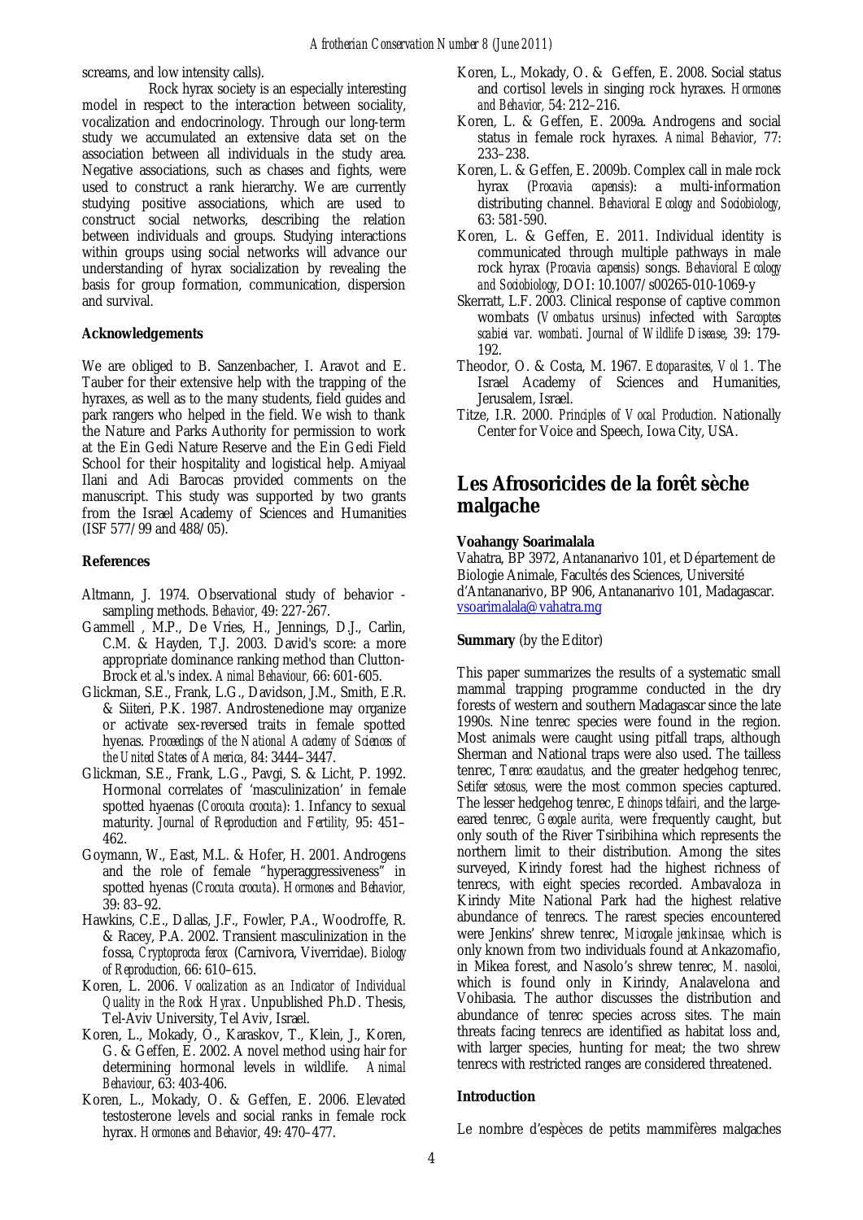screams, and low intensity calls).

Rock hyrax society is an especially interesting model in respect to the interaction between sociality, vocalization and endocrinology. Through our long-term study we accumulated an extensive data set on the association between all individuals in the study area. Negative associations, such as chases and fights, were used to construct a rank hierarchy. We are currently studying positive associations, which are used to construct social networks, describing the relation between individuals and groups. Studying interactions within groups using social networks will advance our understanding of hyrax socialization by revealing the basis for group formation, communication, dispersion and survival.

**Acknowledgements**

We are obliged to B. Sanzenbacher, I. Aravot and E. Tauber for their extensive help with the trapping of the hyraxes, as well as to the many students, field guides and park rangers who helped in the field. We wish to thank the Nature and Parks Authority for permission to work at the Ein Gedi Nature Reserve and the Ein Gedi Field School for their hospitality and logistical help. Amiyaal Ilani and Adi Barocas provided comments on the manuscript. This study was supported by two grants from the Israel Academy of Sciences and Humanities (ISF 577/99 and 488/05).

**References**

Altmann, J. 1974. Observational study of behavior - sampling methods. *Behavior*, 49: 227-267.

Gammell , M.P., De Vries, H., Jennings, D.J., Carlin, C.M. & Hayden, T.J. 2003. David's score: a more appropriate dominance ranking method than Clutton-Brock et al.'s index. *Animal Behaviour,* 66: 601-605.

Glickman, S.E., Frank, L.G., Davidson, J.M., Smith, E.R. & Siiteri, P.K. 1987. Androstenedione may organize or activate sex-reversed traits in female spotted hyenas. *Proceedings of the National Academy of Sciences of the United States of America,* 84: 3444–3447.

Glickman, S.E., Frank, L.G., Pavgi, S. & Licht, P. 1992. Hormonal correlates of 'masculinization' in female spotted hyaenas (*Corocuta crocuta*): 1. Infancy to sexual maturity. *Journal of Reproduction and Fertility,* 95: 451–462.

Goymann, W., East, M.L. & Hofer, H. 2001. Androgens and the role of female "hyperaggressiveness" in spotted hyenas (*Crocuta crocuta*). *Hormones and Behavior,* 39: 83–92.

Hawkins, C.E., Dallas, J.F., Fowler, P.A., Woodroffe, R. & Racey, P.A. 2002. Transient masculinization in the fossa, *Cryptoprocta ferox* (Carnivora, Viverridae). *Biology of Reproduction,* 66: 610–615.

Koren, L. 2006. *Vocalization as an Indicator of Individual Quality in the Rock Hyrax*. Unpublished Ph.D. Thesis, Tel-Aviv University, Tel Aviv, Israel.

Koren, L., Mokady, O., Karaskov, T., Klein, J., Koren, G. & Geffen, E. 2002. A novel method using hair for determining hormonal levels in wildlife. *Animal Behaviour*, 63: 403-406.

Koren, L., Mokady, O. & Geffen, E. 2006. Elevated testosterone levels and social ranks in female rock hyrax. *Hormones and Behavior*, 49: 470–477.

Koren, L., Mokady, O. & Geffen, E. 2008. Social status and cortisol levels in singing rock hyraxes. *Hormones and Behavior,* 54: 212–216.

Koren, L. & Geffen, E. 2009a. Androgens and social status in female rock hyraxes. *Animal Behavior*, 77: 233–238.

Koren, L. & Geffen, E. 2009b. Complex call in male rock hyrax (*Procavia capensis*): a multi-information distributing channel. *Behavioral Ecology and Sociobiology*, 63: 581-590.

Koren, L. & Geffen, E. 2011. Individual identity is communicated through multiple pathways in male rock hyrax (*Procavia capensis*) songs. *Behavioral Ecology and Sociobiology*, DOI: 10.1007/s00265-010-1069-y

Skerratt, L.F. 2003. Clinical response of captive common wombats (*Vombatus ursinus*) infected with *Sarcoptes scabiei var. wombati*. *Journal of Wildlife Disease*, 39: 179-192.

Theodor, O. & Costa, M. 1967. *Ectoparasites, Vol 1*. The Israel Academy of Sciences and Humanities, Jerusalem, Israel.

Titze, I.R. 2000. *Principles of Vocal Production*. Nationally Center for Voice and Speech, Iowa City, USA.

# Les Afrosoricides de la forêt sèche malgache

**Voahangy Soarimalala**

Vahatra, BP 3972, Antananarivo 101, et Département de Biologie Animale, Facultés des Sciences, Université d'Antananarivo, BP 906, Antananarivo 101, Madagascar. vsoarimalala@vahatra.mg

**Summary** (by the Editor)

This paper summarizes the results of a systematic small mammal trapping programme conducted in the dry forests of western and southern Madagascar since the late 1990s. Nine tenrec species were found in the region. Most animals were caught using pitfall traps, although Sherman and National traps were also used. The tailless tenrec, *Tenrec ecaudatus,* and the greater hedgehog tenrec, *Setifer setosus,* were the most common species captured. The lesser hedgehog tenrec, *Echinops telfairi,* and the large-eared tenrec, *Geogale aurita,* were frequently caught, but only south of the River Tsiribihina which represents the northern limit to their distribution. Among the sites surveyed, Kirindy forest had the highest richness of tenrecs, with eight species recorded. Ambavaloza in Kirindy Mite National Park had the highest relative abundance of tenrecs. The rarest species encountered were Jenkins' shrew tenrec, *Microgale jenkinsae,* which is only known from two individuals found at Ankazomafio, in Mikea forest, and Nasolo's shrew tenrec, *M. nasoloi,* which is found only in Kirindy, Analavelona and Vohibasia. The author discusses the distribution and abundance of tenrec species across sites. The main threats facing tenrecs are identified as habitat loss and, with larger species, hunting for meat; the two shrew tenrecs with restricted ranges are considered threatened.

**Introduction**

Le nombre d'espèces de petits mammifères malgaches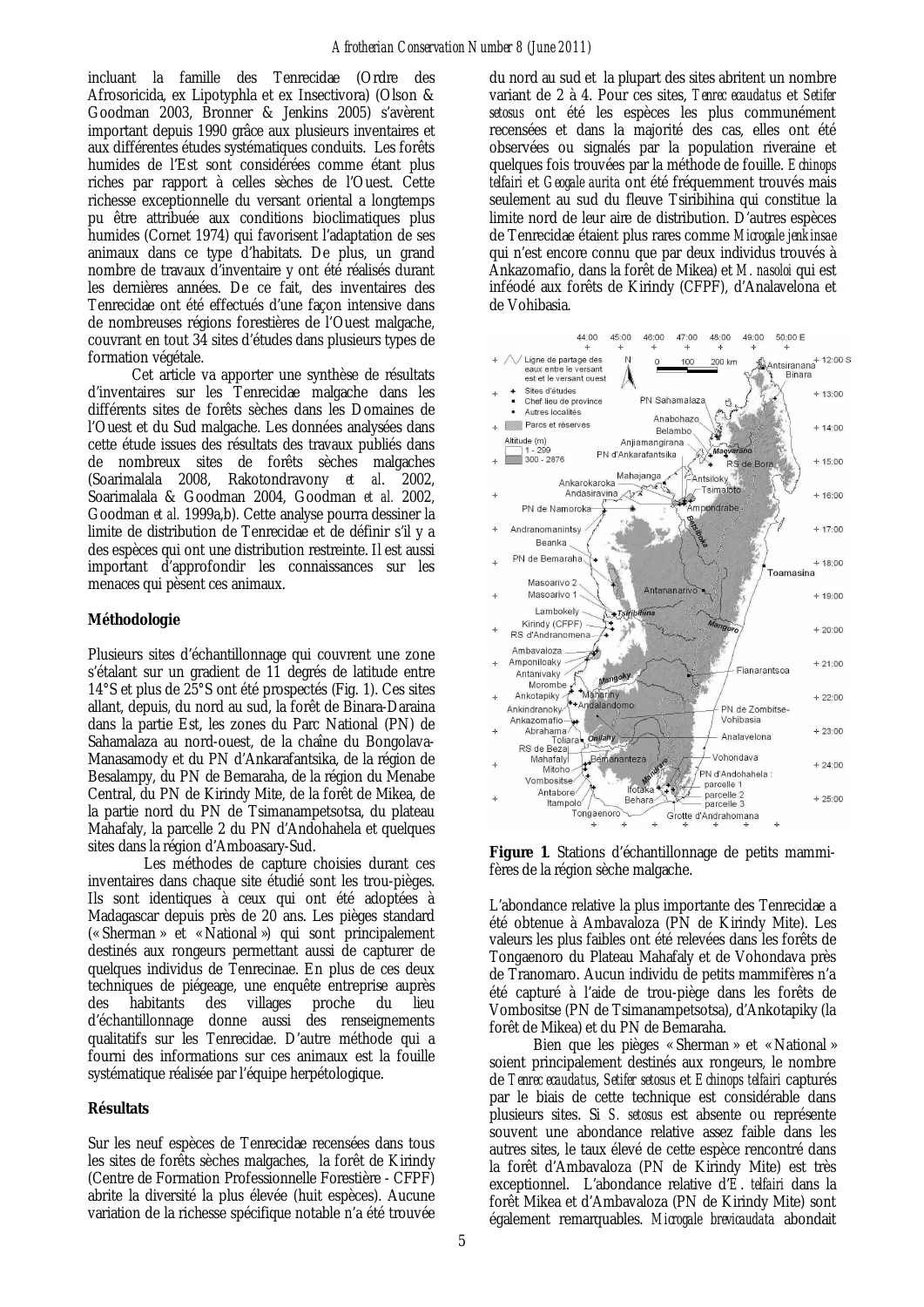incluant la famille des Tenrecidae (Ordre des Afrosoricida, ex Lipotyphla et ex Insectivora) (Olson & Goodman 2003, Bronner & Jenkins 2005) s'avèrent important depuis 1990 grâce aux plusieurs inventaires et aux différentes études systématiques conduits. Les forêts humides de l'Est sont considérées comme étant plus riches par rapport à celles sèches de l'Ouest. Cette richesse exceptionnelle du versant oriental a longtemps pu être attribuée aux conditions bioclimatiques plus humides (Cornet 1974) qui favorisent l'adaptation de ses animaux dans ce type d'habitats. De plus, un grand nombre de travaux d'inventaire y ont été réalisés durant les dernières années. De ce fait, des inventaires des Tenrecidae ont été effectués d'une façon intensive dans de nombreuses régions forestières de l'Ouest malgache, couvrant en tout 34 sites d'études dans plusieurs types de formation végétale.

Cet article va apporter une synthèse de résultats d'inventaires sur les Tenrecidae malgache dans les différents sites de forêts sèches dans les Domaines de l'Ouest et du Sud malgache. Les données analysées dans cette étude issues des résultats des travaux publiés dans de nombreux sites de forêts sèches malgaches (Soarimalala 2008, Rakotondravony *et al.* 2002, Soarimalala & Goodman 2004, Goodman *et al.* 2002, Goodman *et al.* 1999a,b). Cette analyse pourra dessiner la limite de distribution de Tenrecidae et de définir s'il y a des espèces qui ont une distribution restreinte. Il est aussi important d'approfondir les connaissances sur les menaces qui pèsent ces animaux.

**Méthodologie**

Plusieurs sites d'échantillonnage qui couvrent une zone s'étalant sur un gradient de 11 degrés de latitude entre 14°S et plus de 25°S ont été prospectés (Fig. 1). Ces sites allant, depuis, du nord au sud, la forêt de Binara-Daraina dans la partie Est, les zones du Parc National (PN) de Sahamalaza au nord-ouest, de la chaîne du Bongolava-Manasamody et du PN d'Ankarafantsika, de la région de Besalampy, du PN de Bemaraha, de la région du Menabe Central, du PN de Kirindy Mite, de la forêt de Mikea, de la partie nord du PN de Tsimanampetsotsa, du plateau Mahafaly, la parcelle 2 du PN d'Andohahela et quelques sites dans la région d'Amboasary-Sud.

Les méthodes de capture choisies durant ces inventaires dans chaque site étudié sont les trou-pièges. Ils sont identiques à ceux qui ont été adoptées à Madagascar depuis près de 20 ans. Les pièges standard (« Sherman » et « National ») qui sont principalement destinés aux rongeurs permettant aussi de capturer de quelques individus de Tenrecinae. En plus de ces deux techniques de piégeage, une enquête entreprise auprès des habitants des villages proche du lieu d'échantillonnage donne aussi des renseignements qualitatifs sur les Tenrecidae. D'autre méthode qui a fourni des informations sur ces animaux est la fouille systématique réalisée par l'équipe herpétologique.

**Résultats**

Sur les neuf espèces de Tenrecidae recensées dans tous les sites de forêts sèches malgaches, la forêt de Kirindy (Centre de Formation Professionnelle Forestière - CFPF) abrite la diversité la plus élevée (huit espèces). Aucune variation de la richesse spécifique notable n'a été trouvée du nord au sud et la plupart des sites abritent un nombre variant de 2 à 4. Pour ces sites, *Tenrec ecaudatus* et *Setifer setosus* ont été les espèces les plus communément recensées et dans la majorité des cas, elles ont été observées ou signalés par la population riveraine et quelques fois trouvées par la méthode de fouille. *Echinops telfairi* et *Geogale aurita* ont été fréquemment trouvés mais seulement au sud du fleuve Tsiribihina qui constitue la limite nord de leur aire de distribution. D'autres espèces de Tenrecidae étaient plus rares comme *Microgale jenkinsae* qui n'est encore connu que par deux individus trouvés à Ankazomafio, dans la forêt de Mikea) et *M. nasoloi* qui est inféodé aux forêts de Kirindy (CFPF), d'Analavelona et de Vohibasia.

**Figure 1**. Stations d'échantillonnage de petits mammifères de la région sèche malgache.

L'abondance relative la plus importante des Tenrecidae a été obtenue à Ambavaloza (PN de Kirindy Mite). Les valeurs les plus faibles ont été relevées dans les forêts de Tongaenoro du Plateau Mahafaly et de Vohondava près de Tranomaro. Aucun individu de petits mammifères n'a été capturé à l'aide de trou-piège dans les forêts de Vombositse (PN de Tsimanampetsotsa), d'Ankotapiky (la forêt de Mikea) et du PN de Bemaraha.

Bien que les pièges « Sherman » et « National » soient principalement destinés aux rongeurs, le nombre de *Tenrec ecaudatus*, *Setifer setosus* et *Echinops telfairi* capturés par le biais de cette technique est considérable dans plusieurs sites. Si *S. setosus* est absente ou représente souvent une abondance relative assez faible dans les autres sites, le taux élevé de cette espèce rencontré dans la forêt d'Ambavaloza (PN de Kirindy Mite) est très exceptionnel. L'abondance relative d'*E. telfairi* dans la forêt Mikea et d'Ambavaloza (PN de Kirindy Mite) sont également remarquables. *Microgale brevicaudata* abondait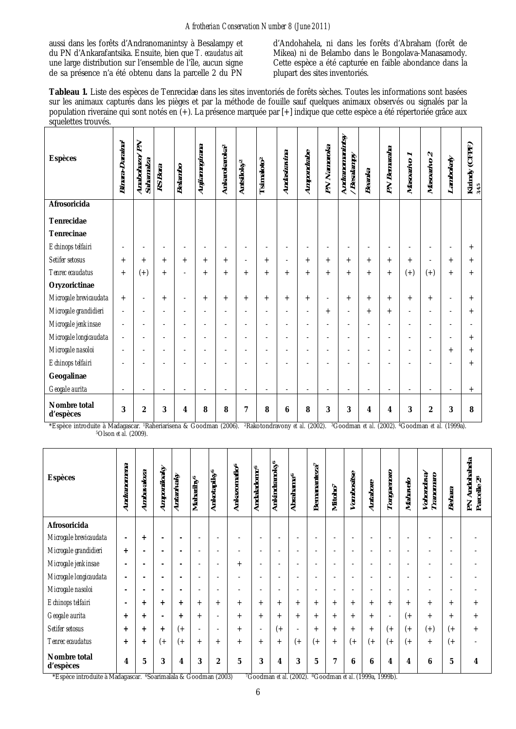aussi dans les forêts d'Andranomanintsy à Besalampy et du PN d'Ankarafantsika. Ensuite, bien que *T. ecaudatus* ait une large distribution sur l'ensemble de l'île, aucun signe de sa présence n'a été obtenu dans la parcelle 2 du PN d'Andohahela, ni dans les forêts d'Abraham (forêt de Mikea) ni de Belambo dans le Bongolava-Manasamody. Cette espèce a été capturée en faible abondance dans la plupart des sites inventoriés.

**Tableau 1.** Liste des espèces de Tenrecidae dans les sites inventoriés de forêts sèches. Toutes les informations sont basées sur les animaux capturés dans les pièges et par la méthode de fouille sauf quelques animaux observés ou signalés par la population riveraine qui sont notés en (+). La présence marquée par [+] indique que cette espèce a été répertoriée grâce aux squelettes trouvés.

| Espèces | Binara-Daraina[1] | Anabohazo/ PN Sahamalaza | RS Bora | Belambo | Anjiamangirana | Ankarokaroka[2] | Antsiloky[2] | Tsimaloto[2] | Andasiravina | Ampondrabe | PN Namoroka | Andranomanintsy / Besalampy | Beanka | PN Bemaraha | Masoarivo 1 | Masoarivo 2 | Lambokely | Kirindy (CFPF)[3,4,5] |
|---|---|---|---|---|---|---|---|---|---|---|---|---|---|---|---|---|---|---|
| **Afrosoricida** | | | | | | | | | | | | | | | | | | |
| **Tenrecidae** | | | | | | | | | | | | | | | | | | |
| **Tenrecinae** | | | | | | | | | | | | | | | | | | |
| *Echinops telfairi* | - | - | - | - | - | - | - | - | - | - | - | - | - | - | - | - | - | + |
| *Setifer setosus* | + | + | + | + | + | + | - | + | - | + | + | + | + | + | + | - | + | + |
| *Tenrec ecaudatus* | + | (+) | + | - | + | + | + | + | + | + | + | + | + | + | (+) | (+) | + | + |
| **Oryzorictinae** | | | | | | | | | | | | | | | | | | |
| *Microgale brevicaudata* | + | - | + | - | + | + | + | + | + | + | - | + | + | + | + | + | - | + |
| *Microgale grandidieri* | - | - | - | - | - | - | - | - | - | - | + | - | + | + | - | - | - | + |
| *Microgale jenkinsae* | - | - | - | - | - | - | - | - | - | - | - | - | - | - | - | - | - | - |
| *Microgale longicaudata* | - | - | - | - | - | - | - | - | - | - | - | - | - | - | - | - | - | + |
| *Microgale nasoloi* | - | - | - | - | - | - | - | - | - | - | - | - | - | - | - | - | + | + |
| *Echinops telfairi* | - | - | - | - | - | - | - | - | - | - | - | - | - | - | - | - | - | + |
| **Geogalinae** | | | | | | | | | | | | | | | | | | |
| *Geogale aurita* | - | - | - | - | - | - | - | - | - | - | - | - | - | - | - | - | - | + |
| **Nombre total d'espèces** | **3** | **2** | **3** | **4** | **8** | **8** | **7** | **8** | **6** | **8** | **3** | **3** | **4** | **4** | **3** | **2** | **3** | **8** |

*Espèce introduite à Madagascar. [1]Raheriarisena & Goodman (2006). [2]Rakotondravony *et al.* (2002). [3]Goodman *et al.* (2002). [4]Goodman *et al.* (1999a). [5]Olson *et al.* (2009).

| Espèces | Andranomena | Ambavaloza | Amponiloaky | Antanivaky | Mahavily[6] | Ankotapiky[6] | Ankazomafio[6] | Andaladomo[6] | Ankindranoky[6] | Abraham[6] | Bemanateza[7] | Mitoho[7] | Vombositse | Antabore | Tongaenoro | Mahavelo | Vohondava/ Tranomaro | Behara | PN Andohahela Parcelle 2[8] |
|---|---|---|---|---|---|---|---|---|---|---|---|---|---|---|---|---|---|---|---|
| **Afrosoricida** | | | | | | | | | | | | | | | | | | | |
| *Microgale brevicaudata* | - | + | - | - | - | - | - | - | - | - | - | - | - | - | - | - | - | - | - |
| *Microgale grandidieri* | + | - | - | - | - | - | - | - | - | - | - | - | - | - | - | - | - | - | - |
| *Microgale jenkinsae* | - | - | - | - | - | - | + | - | - | - | - | - | - | - | - | - | - | - | - |
| *Microgale longicaudata* | - | - | - | - | - | - | - | - | - | - | - | - | - | - | - | - | - | - | - |
| *Microgale nasoloi* | - | - | - | - | - | - | - | - | - | - | - | - | - | - | - | - | - | - | - |
| *Echinops telfairi* | - | + | + | + | + | + | + | + | + | + | + | + | + | + | + | + | + | + | + |
| *Geogale aurita* | + | + | - | + | + | - | + | + | + | + | + | + | + | + | - | (+ | + | + | + |
| *Setifer setosus* | + | + | + | (+ | - | - | + | - | (+ | - | + | + | + | + | (+ | (+ | (+) | (+ | + |
| *Tenrec ecaudatus* | + | + | (+ | (+ | + | + | + | + | + | (+ | (+ | + | (+ | (+ | (+ | (+ | + | (+ | - |
| **Nombre total d'espèces** | **4** | **5** | **3** | **4** | **3** | **2** | **5** | **3** | **4** | **3** | **5** | **7** | **6** | **6** | **4** | **4** | **6** | **5** | **4** |

*Espèce introduite à Madagascar. [6]Soarimalala & Goodman (2003) [7]Goodman et al. (2002). [8]Goodman et al. (1999a, 1999b).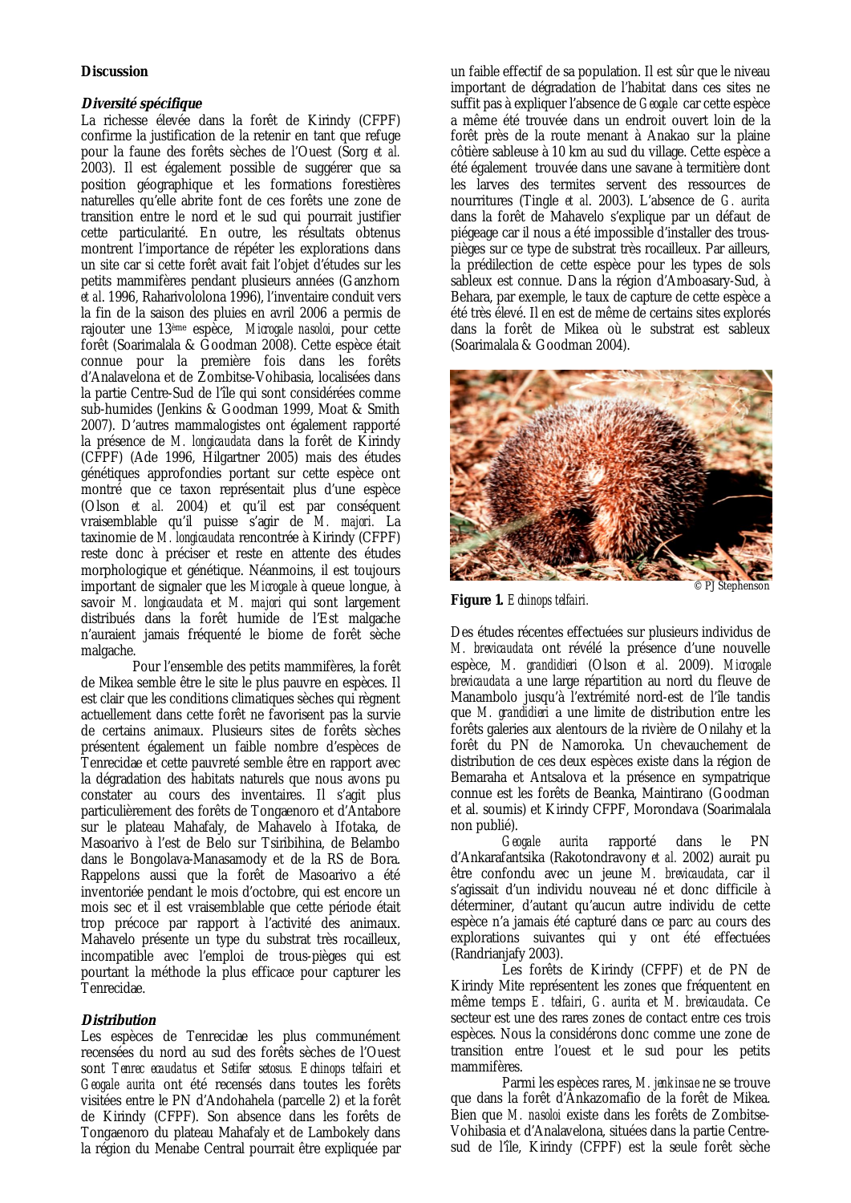**Discussion**

***Diversité spécifique***

La richesse élevée dans la forêt de Kirindy (CFPF) confirme la justification de la retenir en tant que refuge pour la faune des forêts sèches de l'Ouest (Sorg *et al.* 2003). Il est également possible de suggérer que sa position géographique et les formations forestières naturelles qu'elle abrite font de ces forêts une zone de transition entre le nord et le sud qui pourrait justifier cette particularité. En outre, les résultats obtenus montrent l'importance de répéter les explorations dans un site car si cette forêt avait fait l'objet d'études sur les petits mammifères pendant plusieurs années (Ganzhorn *et al.* 1996, Raharivololona 1996), l'inventaire conduit vers la fin de la saison des pluies en avril 2006 a permis de rajouter une 13ème espèce, *Microgale nasoloi*, pour cette forêt (Soarimalala & Goodman 2008). Cette espèce était connue pour la première fois dans les forêts d'Analavelona et de Zombitse-Vohibasia, localisées dans la partie Centre-Sud de l'île qui sont considérées comme sub-humides (Jenkins & Goodman 1999, Moat & Smith 2007). D'autres mammalogistes ont également rapporté la présence de *M. longicaudata* dans la forêt de Kirindy (CFPF) (Ade 1996, Hilgartner 2005) mais des études génétiques approfondies portant sur cette espèce ont montré que ce taxon représentait plus d'une espèce (Olson *et al.* 2004) et qu'il est par conséquent vraisemblable qu'il puisse s'agir de *M. majori*. La taxinomie de *M. longicaudata* rencontrée à Kirindy (CFPF) reste donc à préciser et reste en attente des études morphologique et génétique. Néanmoins, il est toujours important de signaler que les *Microgale* à queue longue, à savoir *M. longicaudata* et *M. majori* qui sont largement distribués dans la forêt humide de l'Est malgache n'auraient jamais fréquenté le biome de forêt sèche malgache.

Pour l'ensemble des petits mammifères, la forêt de Mikea semble être le site le plus pauvre en espèces. Il est clair que les conditions climatiques sèches qui règnent actuellement dans cette forêt ne favorisent pas la survie de certains animaux. Plusieurs sites de forêts sèches présentent également un faible nombre d'espèces de Tenrecidae et cette pauvreté semble être en rapport avec la dégradation des habitats naturels que nous avons pu constater au cours des inventaires. Il s'agit plus particulièrement des forêts de Tongaenoro et d'Antabore sur le plateau Mahafaly, de Mahavelo à Ifotaka, de Masoarivo à l'est de Belo sur Tsiribihina, de Belambo dans le Bongolava-Manasamody et de la RS de Bora. Rappelons aussi que la forêt de Masoarivo a été inventoriée pendant le mois d'octobre, qui est encore un mois sec et il est vraisemblable que cette période était trop précoce par rapport à l'activité des animaux. Mahavelo présente un type du substrat très rocailleux, incompatible avec l'emploi de trous-pièges qui est pourtant la méthode la plus efficace pour capturer les Tenrecidae.

***Distribution***

Les espèces de Tenrecidae les plus communément recensées du nord au sud des forêts sèches de l'Ouest sont *Tenrec ecaudatus* et *Setifer setosus*. *Echinops telfairi* et *Geogale aurita* ont été recensés dans toutes les forêts visitées entre le PN d'Andohahela (parcelle 2) et la forêt de Kirindy (CFPF). Son absence dans les forêts de Tongaenoro du plateau Mahafaly et de Lambokely dans la région du Menabe Central pourrait être expliquée par un faible effectif de sa population. Il est sûr que le niveau important de dégradation de l'habitat dans ces sites ne suffit pas à expliquer l'absence de *Geogale* car cette espèce a même été trouvée dans un endroit ouvert loin de la forêt près de la route menant à Anakao sur la plaine côtière sableuse à 10 km au sud du village. Cette espèce a été également trouvée dans une savane à termitière dont les larves des termites servent des ressources de nourritures (Tingle *et al*. 2003). L'absence de *G. aurita* dans la forêt de Mahavelo s'explique par un défaut de piégeage car il nous a été impossible d'installer des trous-pièges sur ce type de substrat très rocailleux. Par ailleurs, la prédilection de cette espèce pour les types de sols sableux est connue. Dans la région d'Amboasary-Sud, à Behara, par exemple, le taux de capture de cette espèce a été très élevé. Il en est de même de certains sites explorés dans la forêt de Mikea où le substrat est sableux (Soarimalala & Goodman 2004).

© PJ Stephenson

**Figure 1.** *Echinops telfairi*.

Des études récentes effectuées sur plusieurs individus de *M. brevicaudata* ont révélé la présence d'une nouvelle espèce, *M. grandidieri* (Olson *et al*. 2009). *Microgale brevicaudata* a une large répartition au nord du fleuve de Manambolo jusqu'à l'extrémité nord-est de l'île tandis que *M. grandidieri* a une limite de distribution entre les forêts galeries aux alentours de la rivière de Onilahy et la forêt du PN de Namoroka. Un chevauchement de distribution de ces deux espèces existe dans la région de Bemaraha et Antsalova et la présence en sympatrique connue est les forêts de Beanka, Maintirano (Goodman et al. soumis) et Kirindy CFPF, Morondava (Soarimalala non publié).

*Geogale aurita* rapporté dans le PN d'Ankarafantsika (Rakotondravony *et al.* 2002) aurait pu être confondu avec un jeune *M. brevicaudata*, car il s'agissait d'un individu nouveau né et donc difficile à déterminer, d'autant qu'aucun autre individu de cette espèce n'a jamais été capturé dans ce parc au cours des explorations suivantes qui y ont été effectuées (Randrianjafy 2003).

Les forêts de Kirindy (CFPF) et de PN de Kirindy Mite représentent les zones que fréquentent en même temps *E. telfairi*, *G. aurita* et *M. brevicaudata*. Ce secteur est une des rares zones de contact entre ces trois espèces. Nous la considérons donc comme une zone de transition entre l'ouest et le sud pour les petits mammifères.

Parmi les espèces rares, *M. jenkinsae* ne se trouve que dans la forêt d'Ankazomafio de la forêt de Mikea. Bien que *M. nasoloi* existe dans les forêts de Zombitse-Vohibasia et d'Analavelona, situées dans la partie Centre-sud de l'île, Kirindy (CFPF) est la seule forêt sèche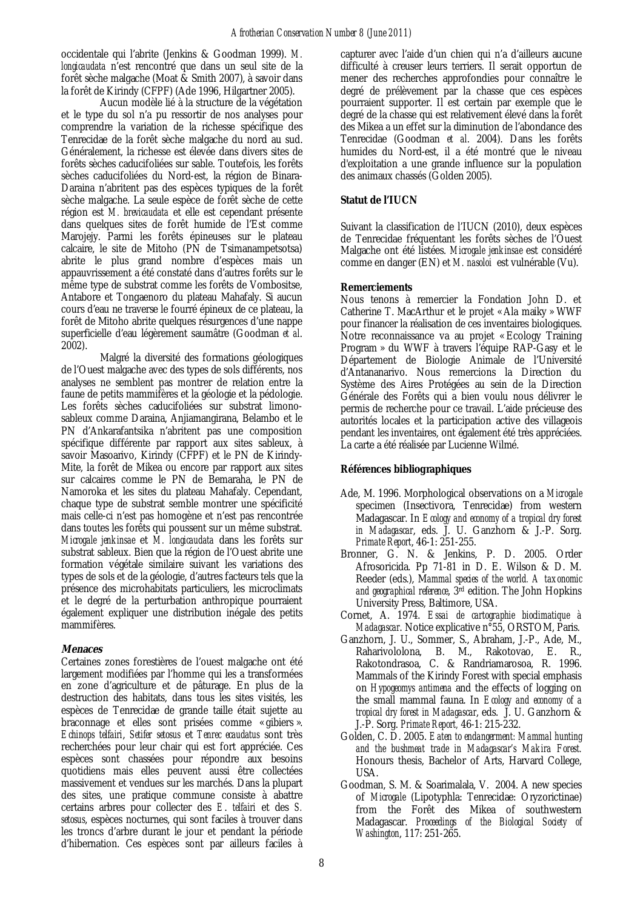occidentale qui l'abrite (Jenkins & Goodman 1999). *M. longicaudata* n'est rencontré que dans un seul site de la forêt sèche malgache (Moat & Smith 2007), à savoir dans la forêt de Kirindy (CFPF) (Ade 1996, Hilgartner 2005).

Aucun modèle lié à la structure de la végétation et le type du sol n'a pu ressortir de nos analyses pour comprendre la variation de la richesse spécifique des Tenrecidae de la forêt sèche malgache du nord au sud. Généralement, la richesse est élevée dans divers sites de forêts sèches caducifoliées sur sable. Toutefois, les forêts sèches caducifoliées du Nord-est, la région de Binara-Daraina n'abritent pas des espèces typiques de la forêt sèche malgache. La seule espèce de forêt sèche de cette région est *M. brevicaudata* et elle est cependant présente dans quelques sites de forêt humide de l'Est comme Marojejy. Parmi les forêts épineuses sur le plateau calcaire, le site de Mitoho (PN de Tsimanampetsotsa) abrite le plus grand nombre d'espèces mais un appauvrissement a été constaté dans d'autres forêts sur le même type de substrat comme les forêts de Vombositse, Antabore et Tongaenoro du plateau Mahafaly. Si aucun cours d'eau ne traverse le fourré épineux de ce plateau, la forêt de Mitoho abrite quelques résurgences d'une nappe superficielle d'eau légèrement saumâtre (Goodman *et al*. 2002).

Malgré la diversité des formations géologiques de l'Ouest malgache avec des types de sols différents, nos analyses ne semblent pas montrer de relation entre la faune de petits mammifères et la géologie et la pédologie. Les forêts sèches caducifoliées sur substrat limono-sableux comme Daraina, Anjiamangirana, Belambo et le PN d'Ankarafantsika n'abritent pas une composition spécifique différente par rapport aux sites sableux, à savoir Masoarivo, Kirindy (CFPF) et le PN de Kirindy-Mite, la forêt de Mikea ou encore par rapport aux sites sur calcaires comme le PN de Bemaraha, le PN de Namoroka et les sites du plateau Mahafaly. Cependant, chaque type de substrat semble montrer une spécificité mais celle-ci n'est pas homogène et n'est pas rencontrée dans toutes les forêts qui poussent sur un même substrat. *Microgale jenkinsae* et *M. longicaudata* dans les forêts sur substrat sableux. Bien que la région de l'Ouest abrite une formation végétale similaire suivant les variations des types de sols et de la géologie, d'autres facteurs tels que la présence des microhabitats particuliers, les microclimats et le degré de la perturbation anthropique pourraient également expliquer une distribution inégale des petits mammifères.

## Menaces

Certaines zones forestières de l'ouest malgache ont été largement modifiées par l'homme qui les a transformées en zone d'agriculture et de pâturage. En plus de la destruction des habitats, dans tous les sites visités, les espèces de Tenrecidae de grande taille était sujette au braconnage et elles sont prisées comme « gibiers ». *Echinops telfairi*, *Setifer setosus* et *Tenrec ecaudatus* sont très recherchées pour leur chair qui est fort appréciée. Ces espèces sont chassées pour répondre aux besoins quotidiens mais elles peuvent aussi être collectées massivement et vendues sur les marchés. Dans la plupart des sites, une pratique commune consiste à abattre certains arbres pour collecter des *E. telfairi* et des *S. setosus*, espèces nocturnes, qui sont faciles à trouver dans les troncs d'arbre durant le jour et pendant la période d'hibernation. Ces espèces sont par ailleurs faciles à capturer avec l'aide d'un chien qui n'a d'ailleurs aucune difficulté à creuser leurs terriers. Il serait opportun de mener des recherches approfondies pour connaître le degré de prélèvement par la chasse que ces espèces pourraient supporter. Il est certain par exemple que le degré de la chasse qui est relativement élevé dans la forêt des Mikea a un effet sur la diminution de l'abondance des Tenrecidae (Goodman *et al*. 2004). Dans les forêts humides du Nord-est, il a été montré que le niveau d'exploitation a une grande influence sur la population des animaux chassés (Golden 2005).

## Statut de l'IUCN

Suivant la classification de l'IUCN (2010), deux espèces de Tenrecidae fréquentant les forêts sèches de l'Ouest Malgache ont été listées. *Microgale jenkinsae* est considéré comme en danger (EN) et *M. nasoloi* est vulnérable (Vu).

## Remerciements

Nous tenons à remercier la Fondation John D. et Catherine T. MacArthur et le projet « Ala maiky » WWF pour financer la réalisation de ces inventaires biologiques. Notre reconnaissance va au projet « Ecology Training Program » du WWF à travers l'équipe RAP-Gasy et le Département de Biologie Animale de l'Université d'Antananarivo. Nous remercions la Direction du Système des Aires Protégées au sein de la Direction Générale des Forêts qui a bien voulu nous délivrer le permis de recherche pour ce travail. L'aide précieuse des autorités locales et la participation active des villageois pendant les inventaires, ont également été très appréciées. La carte a été réalisée par Lucienne Wilmé.

## Références bibliographiques

- Ade, M. 1996. Morphological observations on a *Microgale* specimen (Insectivora, Tenrecidae) from western Madagascar. In *Ecology and economy of a tropical dry forest in Madagascar*, eds. J. U. Ganzhorn & J.-P. Sorg. *Primate Report*, 46-1: 251-255.
- Bronner, G. N. & Jenkins, P. D. 2005. Order Afrosoricida. Pp 71-81 in D. E. Wilson & D. M. Reeder (eds.), *Mammal species of the world. A taxonomic and geographical reference*, 3rd edition. The John Hopkins University Press, Baltimore, USA.
- Cornet, A. 1974. *Essai de cartographie biodimatique à Madagascar*. Notice explicative n°55, ORSTOM, Paris.
- Ganzhorn, J. U., Sommer, S., Abraham, J.-P., Ade, M., Raharivololona, B. M., Rakotovao, E. R., Rakotondrasoa, C. & Randriamarosoa, R. 1996. Mammals of the Kirindy Forest with special emphasis on *Hypogeomys antimena* and the effects of logging on the small mammal fauna. In *Ecology and economy of a tropical dry forest in Madagascar*, eds. J. U. Ganzhorn & J.-P. Sorg. *Primate Report,* 46-1: 215-232.
- Golden, C. D. 2005. *Eaten to endangerment: Mammal hunting and the bushmeat trade in Madagascar's Makira Forest.* Honours thesis, Bachelor of Arts, Harvard College, USA.
- Goodman, S. M. & Soarimalala, V. 2004. A new species of *Microgale* (Lipotyphla: Tenrecidae: Oryzorictinae) from the Forêt des Mikea of southwestern Madagascar. *Proceedings of the Biological Society of Washington*, 117: 251-265.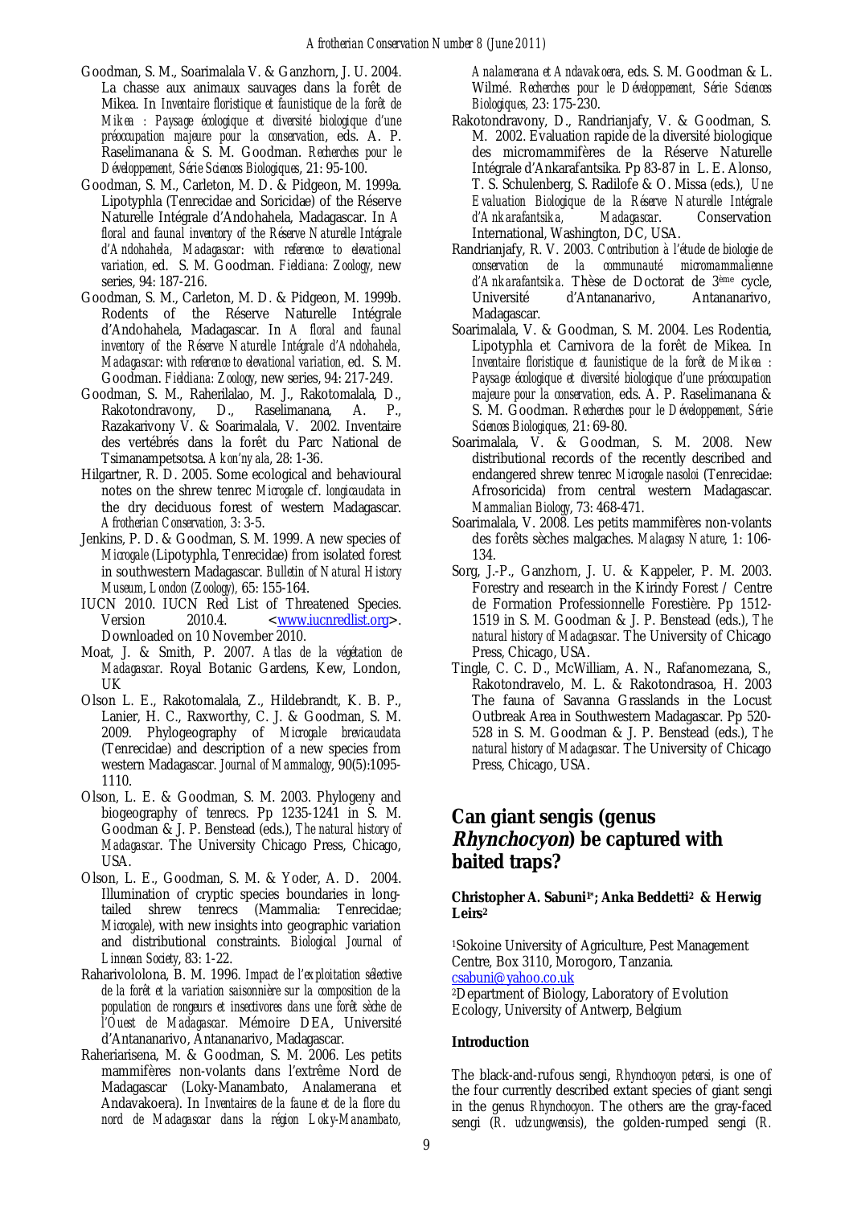Goodman, S. M., Soarimalala V. & Ganzhorn, J. U. 2004. La chasse aux animaux sauvages dans la forêt de Mikea. In *Inventaire floristique et faunistique de la forêt de Mikea : Paysage écologique et diversité biologique d'une préoccupation majeure pour la conservation*, eds. A. P. Raselimanana & S. M. Goodman. *Recherches pour le Développement, Série Sciences Biologiques*, 21: 95-100.

Goodman, S. M., Carleton, M. D. & Pidgeon, M. 1999a. Lipotyphla (Tenrecidae and Soricidae) of the Réserve Naturelle Intégrale d'Andohahela, Madagascar. In *A floral and faunal inventory of the Réserve Naturelle Intégrale d'Andohahela, Madagascar: with reference to elevational variation*, ed. S. M. Goodman. *Fieldiana: Zoology*, new series, 94: 187-216.

Goodman, S. M., Carleton, M. D. & Pidgeon, M. 1999b. Rodents of the Réserve Naturelle Intégrale d'Andohahela, Madagascar. In *A floral and faunal inventory of the Réserve Naturelle Intégrale d'Andohahela, Madagascar: with reference to elevational variation*, ed. S. M. Goodman. *Fieldiana: Zoology*, new series, 94: 217-249.

Goodman, S. M., Raherilalao, M. J., Rakotomalala, D., Rakotondravony, D., Raselimanana, A. P., Razakarivony V. & Soarimalala, V. 2002. Inventaire des vertébrés dans la forêt du Parc National de Tsimanampetsotsa. *Akon'ny ala*, 28: 1-36.

Hilgartner, R. D. 2005. Some ecological and behavioural notes on the shrew tenrec *Microgale* cf. *longicaudata* in the dry deciduous forest of western Madagascar. *Afrotherian Conservation*, 3: 3-5.

Jenkins, P. D. & Goodman, S. M. 1999. A new species of *Microgale* (Lipotyphla, Tenrecidae) from isolated forest in southwestern Madagascar. *Bulletin of Natural History Museum, London (Zoology)*, 65: 155-164.

IUCN 2010. IUCN Red List of Threatened Species. Version 2010.4. <www.iucnredlist.org>. Downloaded on 10 November 2010.

Moat, J. & Smith, P. 2007. *Atlas de la végétation de Madagascar*. Royal Botanic Gardens, Kew, London, UK

Olson L. E., Rakotomalala, Z., Hildebrandt, K. B. P., Lanier, H. C., Raxworthy, C. J. & Goodman, S. M. 2009. Phylogeography of *Microgale brevicaudata* (Tenrecidae) and description of a new species from western Madagascar. *Journal of Mammalogy*, 90(5):1095-1110.

Olson, L. E. & Goodman, S. M. 2003. Phylogeny and biogeography of tenrecs. Pp 1235-1241 in S. M. Goodman & J. P. Benstead (eds.), *The natural history of Madagascar*. The University Chicago Press, Chicago, USA.

Olson, L. E., Goodman, S. M. & Yoder, A. D. 2004. Illumination of cryptic species boundaries in long-tailed shrew tenrecs (Mammalia: Tenrecidae; *Microgale*), with new insights into geographic variation and distributional constraints. *Biological Journal of Linnean Society*, 83: 1-22.

Raharivololona, B. M. 1996. *Impact de l'exploitation sélective de la forêt et la variation saisonnière sur la composition de la population de rongeurs et insectivores dans une forêt sèche de l'Ouest de Madagascar.* Mémoire DEA, Université d'Antananarivo, Antananarivo, Madagascar.

Raheriarisena, M. & Goodman, S. M. 2006. Les petits mammifères non-volants dans l'extrême Nord de Madagascar (Loky-Manambato, Analamerana et Andavakoera). In *Inventaires de la faune et de la flore du nord de Madagascar dans la région Loky-Manambato, Analamerana et Andavakoera*, eds. S. M. Goodman & L. Wilmé. *Recherches pour le Développement, Série Sciences Biologiques*, 23: 175-230.

Rakotondravony, D., Randrianjafy, V. & Goodman, S. M. 2002. Evaluation rapide de la diversité biologique des micromammifères de la Réserve Naturelle Intégrale d'Ankarafantsika. Pp 83-87 in L. E. Alonso, T. S. Schulenberg, S. Radilofe & O. Missa (eds.), *Une Evaluation Biologique de la Réserve Naturelle Intégrale d'Ankarafantsika, Madagascar*. Conservation International, Washington, DC, USA.

Randrianjafy, R. V. 2003. *Contribution à l'étude de biologie de conservation de la communauté micromammalienne d'Ankarafantsika*. Thèse de Doctorat de 3ème cycle, Université d'Antananarivo, Antananarivo, Madagascar.

Soarimalala, V. & Goodman, S. M. 2004. Les Rodentia, Lipotyphla et Carnivora de la forêt de Mikea. In *Inventaire floristique et faunistique de la forêt de Mikea : Paysage écologique et diversité biologique d'une préoccupation majeure pour la conservation*, eds. A. P. Raselimanana & S. M. Goodman. *Recherches pour le Développement, Série Sciences Biologiques*, 21: 69-80.

Soarimalala, V. & Goodman, S. M. 2008. New distributional records of the recently described and endangered shrew tenrec *Microgale nasoloi* (Tenrecidae: Afrosoricida) from central western Madagascar. *Mammalian Biology*, 73: 468-471.

Soarimalala, V. 2008. Les petits mammifères non-volants des forêts sèches malgaches. *Malagasy Nature*, 1: 106-134.

Sorg, J.-P., Ganzhorn, J. U. & Kappeler, P. M. 2003. Forestry and research in the Kirindy Forest / Centre de Formation Professionnelle Forestière. Pp 1512-1519 in S. M. Goodman & J. P. Benstead (eds.), *The natural history of Madagascar*. The University of Chicago Press, Chicago, USA.

Tingle, C. C. D., McWilliam, A. N., Rafanomezana, S., Rakotondravelo, M. L. & Rakotondrasoa, H. 2003 The fauna of Savanna Grasslands in the Locust Outbreak Area in Southwestern Madagascar. Pp 520-528 in S. M. Goodman & J. P. Benstead (eds.), *The natural history of Madagascar*. The University of Chicago Press, Chicago, USA.

# Can giant sengis (genus *Rhynchocyon*) be captured with baited traps?

**Christopher A. Sabuni[1*]; Anka Beddetti[2] & Herwig Leirs[2]**

[1]Sokoine University of Agriculture, Pest Management Centre, Box 3110, Morogoro, Tanzania.
csabuni@yahoo.co.uk
[2]Department of Biology, Laboratory of Evolution Ecology, University of Antwerp, Belgium

## Introduction

The black-and-rufous sengi, *Rhynchocyon petersi*, is one of the four currently described extant species of giant sengi in the genus *Rhynchocyon*. The others are the gray-faced sengi (*R. udzungwensis*), the golden-rumped sengi (*R.*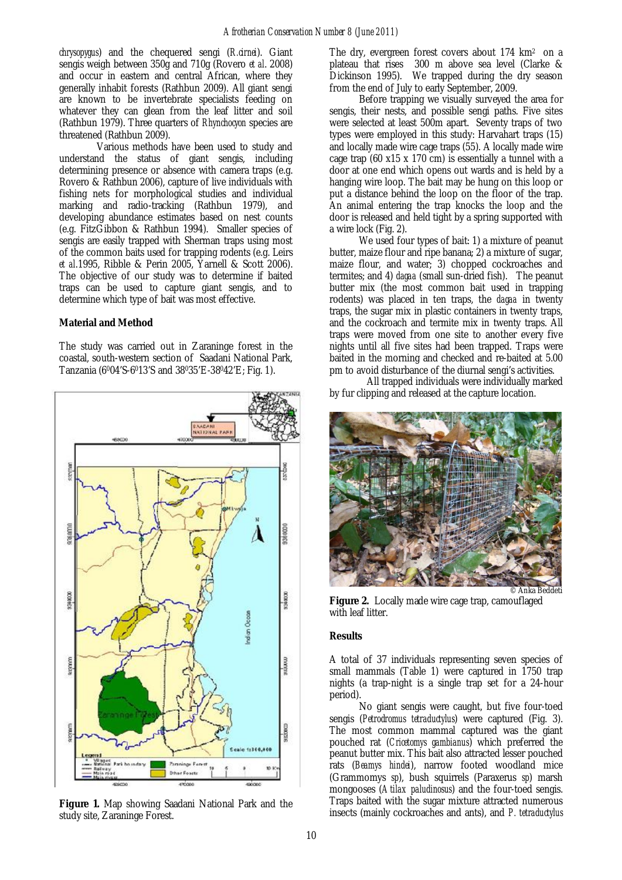*chrysopygus*) and the chequered sengi (*R.cirnei*). Giant sengis weigh between 350g and 710g (Rovero *et al*. 2008) and occur in eastern and central African, where they generally inhabit forests (Rathbun 2009). All giant sengi are known to be invertebrate specialists feeding on whatever they can glean from the leaf litter and soil (Rathbun 1979). Three quarters of *Rhynchocyon* species are threatened (Rathbun 2009).

Various methods have been used to study and understand the status of giant sengis, including determining presence or absence with camera traps (e.g. Rovero & Rathbun 2006), capture of live individuals with fishing nets for morphological studies and individual marking and radio-tracking (Rathbun 1979), and developing abundance estimates based on nest counts (e.g. FitzGibbon & Rathbun 1994). Smaller species of sengis are easily trapped with Sherman traps using most of the common baits used for trapping rodents (e.g. Leirs *et al*.1995, Ribble & Perin 2005, Yarnell & Scott 2006). The objective of our study was to determine if baited traps can be used to capture giant sengis, and to determine which type of bait was most effective.

## Material and Method

The study was carried out in Zaraninge forest in the coastal, south-western section of Saadani National Park, Tanzania (6°04'S-6°13'S and 38°35'E-38°42'E; Fig. 1).

**Figure 1.** Map showing Saadani National Park and the study site, Zaraninge Forest.

The dry, evergreen forest covers about 174 km² on a plateau that rises 300 m above sea level (Clarke & Dickinson 1995). We trapped during the dry season from the end of July to early September, 2009.

Before trapping we visually surveyed the area for sengis, their nests, and possible sengi paths. Five sites were selected at least 500m apart. Seventy traps of two types were employed in this study: Harvahart traps (15) and locally made wire cage traps (55). A locally made wire cage trap (60 x15 x 170 cm) is essentially a tunnel with a door at one end which opens out wards and is held by a hanging wire loop. The bait may be hung on this loop or put a distance behind the loop on the floor of the trap. An animal entering the trap knocks the loop and the door is released and held tight by a spring supported with a wire lock (Fig. 2).

We used four types of bait: 1) a mixture of peanut butter, maize flour and ripe banana; 2) a mixture of sugar, maize flour, and water; 3) chopped cockroaches and termites; and 4) *dagaa* (small sun-dried fish). The peanut butter mix (the most common bait used in trapping rodents) was placed in ten traps, the *dagaa* in twenty traps, the sugar mix in plastic containers in twenty traps, and the cockroach and termite mix in twenty traps. All traps were moved from one site to another every five nights until all five sites had been trapped. Traps were baited in the morning and checked and re-baited at 5.00 pm to avoid disturbance of the diurnal sengi's activities.

All trapped individuals were individually marked by fur clipping and released at the capture location.

© Anka Beddeti

**Figure 2.** Locally made wire cage trap, camouflaged with leaf litter.

## Results

A total of 37 individuals representing seven species of small mammals (Table 1) were captured in 1750 trap nights (a trap-night is a single trap set for a 24-hour period).

No giant sengis were caught, but five four-toed sengis (*Petrodromus tetradactylus*) were captured (Fig. 3). The most common mammal captured was the giant pouched rat (*Cricetomys gambianus*) which preferred the peanut butter mix. This bait also attracted lesser pouched rats (*Beamys hindei*), narrow footed woodland mice (Grammomys *sp*), bush squirrels (Paraxerus *sp*) marsh mongooses (*Atilax paludinosus*) and the four-toed sengis. Traps baited with the sugar mixture attracted numerous insects (mainly cockroaches and ants), and *P. tetradactylus*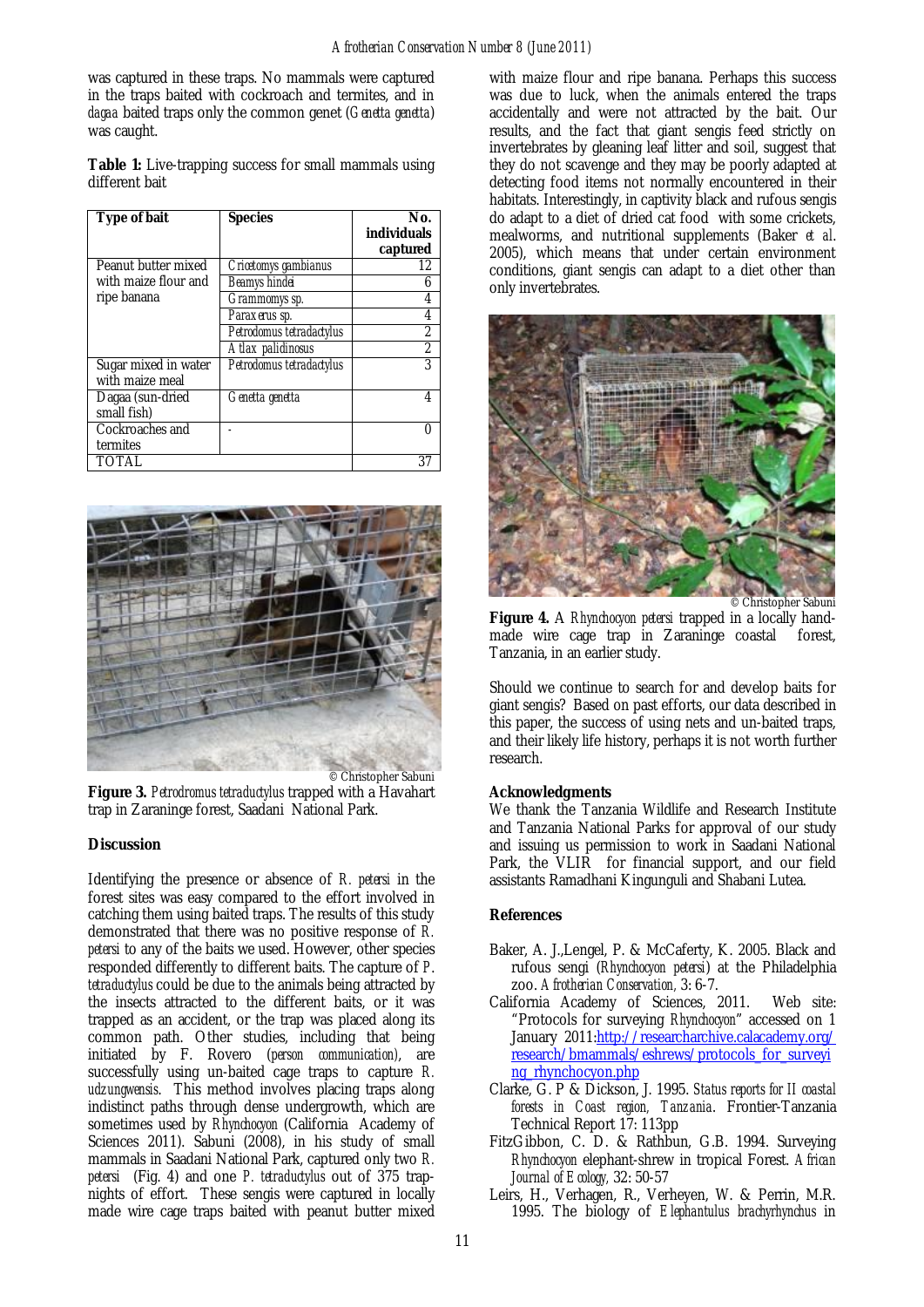was captured in these traps. No mammals were captured in the traps baited with cockroach and termites, and in *dagaa* baited traps only the common genet (*Genetta genetta*) was caught.

**Table 1:** Live-trapping success for small mammals using different bait

| Type of bait | Species | No. individuals captured |
|---|---|---|
| Peanut butter mixed with maize flour and ripe banana | *Cricetomys gambianus* | 12 |
| | *Beamys hindei* | 6 |
| | *Grammomys* sp. | 4 |
| | *Paraxerus* sp. | 4 |
| | *Petrodomus tetradactylus* | 2 |
| | *Atlax palidinosus* | 2 |
| Sugar mixed in water with maize meal | *Petrodomus tetradactylus* | 3 |
| Dagaa (sun-dried small fish) | *Genetta genetta* | 4 |
| Cockroaches and termites | - | 0 |
| TOTAL | | 37 |

© Christopher Sabuni

**Figure 3.** *Petrodromus tetradactylus* trapped with a Havahart trap in Zaraninge forest, Saadani National Park.

## Discussion

Identifying the presence or absence of *R. petersi* in the forest sites was easy compared to the effort involved in catching them using baited traps. The results of this study demonstrated that there was no positive response of *R. petersi* to any of the baits we used. However, other species responded differently to different baits. The capture of *P. tetradactylus* could be due to the animals being attracted by the insects attracted to the different baits, or it was trapped as an accident, or the trap was placed along its common path. Other studies, including that being initiated by F. Rovero (*person communication*), are successfully using un-baited cage traps to capture *R. udzungwensis*. This method involves placing traps along indistinct paths through dense undergrowth, which are sometimes used by *Rhynchocyon* (California Academy of Sciences 2011). Sabuni (2008), in his study of small mammals in Saadani National Park, captured only two *R. petersi* (Fig. 4) and one *P. tetradactylus* out of 375 trap-nights of effort. These sengis were captured in locally made wire cage traps baited with peanut butter mixed with maize flour and ripe banana. Perhaps this success was due to luck, when the animals entered the traps accidentally and were not attracted by the bait. Our results, and the fact that giant sengis feed strictly on invertebrates by gleaning leaf litter and soil, suggest that they do not scavenge and they may be poorly adapted at detecting food items not normally encountered in their habitats. Interestingly, in captivity black and rufous sengis do adapt to a diet of dried cat food with some crickets, mealworms, and nutritional supplements (Baker *et al*. 2005), which means that under certain environment conditions, giant sengis can adapt to a diet other than only invertebrates.

© Christopher Sabuni

**Figure 4.** A *Rhynchocyon petersi* trapped in a locally hand-made wire cage trap in Zaraninge coastal forest, Tanzania, in an earlier study.

Should we continue to search for and develop baits for giant sengis? Based on past efforts, our data described in this paper, the success of using nets and un-baited traps, and their likely life history, perhaps it is not worth further research.

### Acknowledgments

We thank the Tanzania Wildlife and Research Institute and Tanzania National Parks for approval of our study and issuing us permission to work in Saadani National Park, the VLIR for financial support, and our field assistants Ramadhani Kingunguli and Shabani Lutea.

### References

- Baker, A. J.,Lengel, P. & McCaferty, K. 2005. Black and rufous sengi (*Rhynchocyon petersi*) at the Philadelphia zoo. *Afrotherian Conservation*, 3: 6-7.
- California Academy of Sciences, 2011. Web site: "Protocols for surveying *Rhynchocyon*" accessed on 1 January 2011:http://researcharchive.calacademy.org/research/bmammals/eshrews/protocols_for_surveying_rhynchocyon.php
- Clarke, G. P & Dickson, J. 1995. *Status reports for II coastal forests in Coast region, Tanzania*. Frontier-Tanzania Technical Report 17: 113pp
- FitzGibbon, C. D. & Rathbun, G.B. 1994. Surveying *Rhynchocyon* elephant-shrew in tropical Forest. *African Journal of Ecology*, 32: 50-57
- Leirs, H., Verhagen, R., Verheyen, W. & Perrin, M.R. 1995. The biology of *Elephantulus brachyrhynchus* in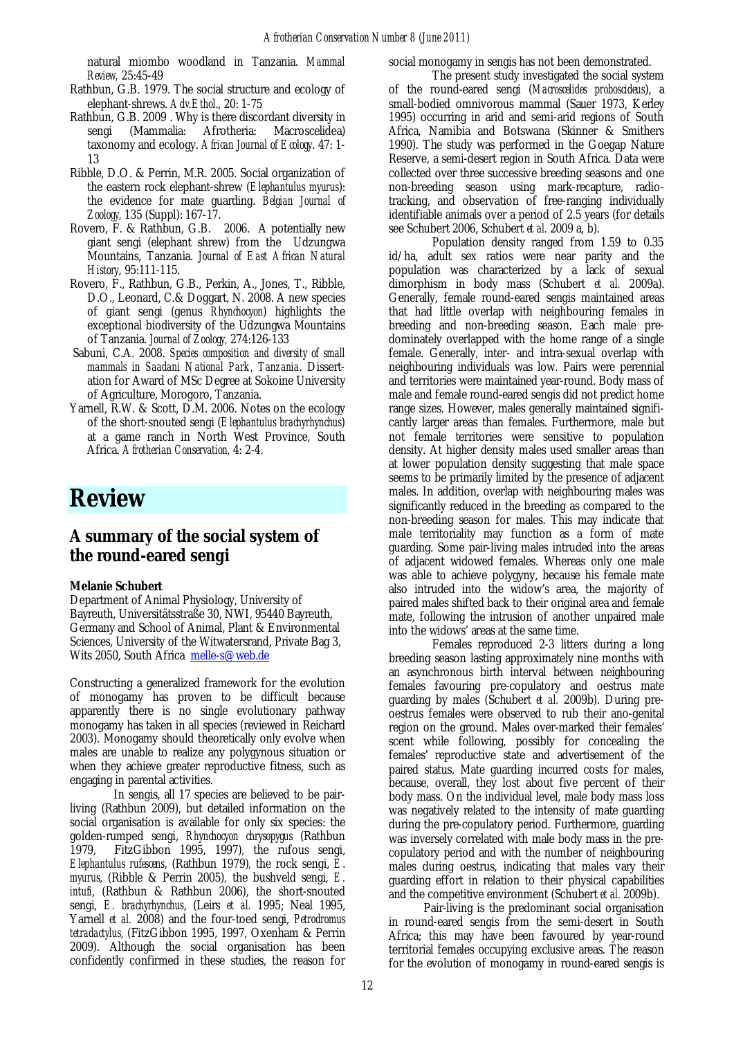natural miombo woodland in Tanzania. *Mammal Review*, 25:45-49

Rathbun, G.B. 1979. The social structure and ecology of elephant-shrews. *Adv.Ethol*., 20: 1-75

Rathbun, G.B. 2009 . Why is there discordant diversity in sengi (Mammalia: Afrotheria: Macroscelidea) taxonomy and ecology. *African Journal of Ecology*. 47: 1-13

Ribble, D.O. & Perrin, M.R. 2005. Social organization of the eastern rock elephant-shrew (*Elephantulus myurus*): the evidence for mate guarding. *Belgian Journal of Zoology*, 135 (Suppl): 167-17.

Rovero, F. & Rathbun, G.B. 2006. A potentially new giant sengi (elephant shrew) from the Udzungwa Mountains, Tanzania. *Journal of East African Natural History*, 95:111-115.

Rovero, F., Rathbun, G.B., Perkin, A., Jones, T., Ribble, D.O., Leonard, C.& Doggart, N. 2008. A new species of giant sengi (genus *Rhynchocyon*) highlights the exceptional biodiversity of the Udzungwa Mountains of Tanzania. *Journal of Zoology*, 274:126-133

Sabuni, C.A. 2008. *Species composition and diversity of small mammals in Saadani National Park, Tanzania*. Dissertation for Award of MSc Degree at Sokoine University of Agriculture, Morogoro, Tanzania.

Yarnell, R.W. & Scott, D.M. 2006. Notes on the ecology of the short-snouted sengi (*Elephantulus brachyrhynchus*) at a game ranch in North West Province, South Africa. *Afrotherian Conservation*, 4: 2-4.

# Review

## A summary of the social system of the round-eared sengi

**Melanie Schubert**
Department of Animal Physiology, University of Bayreuth, Universitätsstraße 30, NWI, 95440 Bayreuth, Germany and School of Animal, Plant & Environmental Sciences, University of the Witwatersrand, Private Bag 3, Wits 2050, South Africa melle-s@web.de

Constructing a generalized framework for the evolution of monogamy has proven to be difficult because apparently there is no single evolutionary pathway monogamy has taken in all species (reviewed in Reichard 2003). Monogamy should theoretically only evolve when males are unable to realize any polygynous situation or when they achieve greater reproductive fitness, such as engaging in parental activities.

In sengis, all 17 species are believed to be pair-living (Rathbun 2009), but detailed information on the social organisation is available for only six species: the golden-rumped sengi, *Rhynchocyon chrysopygus* (Rathbun 1979, FitzGibbon 1995, 1997), the rufous sengi, *Elephantulus rufescens*, (Rathbun 1979), the rock sengi, *E. myurus*, (Ribble & Perrin 2005), the bushveld sengi, *E. intufi*, (Rathbun & Rathbun 2006), the short-snouted sengi, *E. brachyrhynchus*, (Leirs *et al.* 1995; Neal 1995, Yarnell *et al.* 2008) and the four-toed sengi, *Petrodromus tetradactylus*, (FitzGibbon 1995, 1997, Oxenham & Perrin 2009). Although the social organisation has been confidently confirmed in these studies, the reason for social monogamy in sengis has not been demonstrated.

The present study investigated the social system of the round-eared sengi (*Macroscelides proboscideus*), a small-bodied omnivorous mammal (Sauer 1973, Kerley 1995) occurring in arid and semi-arid regions of South Africa, Namibia and Botswana (Skinner & Smithers 1990). The study was performed in the Goegap Nature Reserve, a semi-desert region in South Africa. Data were collected over three successive breeding seasons and one non-breeding season using mark-recapture, radio-tracking, and observation of free-ranging individually identifiable animals over a period of 2.5 years (for details see Schubert 2006, Schubert *et al.* 2009 a, b).

Population density ranged from 1.59 to 0.35 id/ha, adult sex ratios were near parity and the population was characterized by a lack of sexual dimorphism in body mass (Schubert *et al.* 2009a). Generally, female round-eared sengis maintained areas that had little overlap with neighbouring females in breeding and non-breeding season. Each male predominately overlapped with the home range of a single female. Generally, inter- and intra-sexual overlap with neighbouring individuals was low. Pairs were perennial and territories were maintained year-round. Body mass of male and female round-eared sengis did not predict home range sizes. However, males generally maintained significantly larger areas than females. Furthermore, male but not female territories were sensitive to population density. At higher density males used smaller areas than at lower population density suggesting that male space seems to be primarily limited by the presence of adjacent males. In addition, overlap with neighbouring males was significantly reduced in the breeding as compared to the non-breeding season for males. This may indicate that male territoriality may function as a form of mate guarding. Some pair-living males intruded into the areas of adjacent widowed females. Whereas only one male was able to achieve polygyny, because his female mate also intruded into the widow's area, the majority of paired males shifted back to their original area and female mate, following the intrusion of another unpaired male into the widows' areas at the same time.

Females reproduced 2-3 litters during a long breeding season lasting approximately nine months with an asynchronous birth interval between neighbouring females favouring pre-copulatory and oestrus mate guarding by males (Schubert *et al.* 2009b). During pre-oestrus females were observed to rub their ano-genital region on the ground. Males over-marked their females' scent while following, possibly for concealing the females' reproductive state and advertisement of the paired status. Mate guarding incurred costs for males, because, overall, they lost about five percent of their body mass. On the individual level, male body mass loss was negatively related to the intensity of mate guarding during the pre-copulatory period. Furthermore, guarding was inversely correlated with male body mass in the pre-copulatory period and with the number of neighbouring males during oestrus, indicating that males vary their guarding effort in relation to their physical capabilities and the competitive environment (Schubert *et al.* 2009b).

Pair-living is the predominant social organisation in round-eared sengis from the semi-desert in South Africa; this may have been favoured by year-round territorial females occupying exclusive areas. The reason for the evolution of monogamy in round-eared sengis is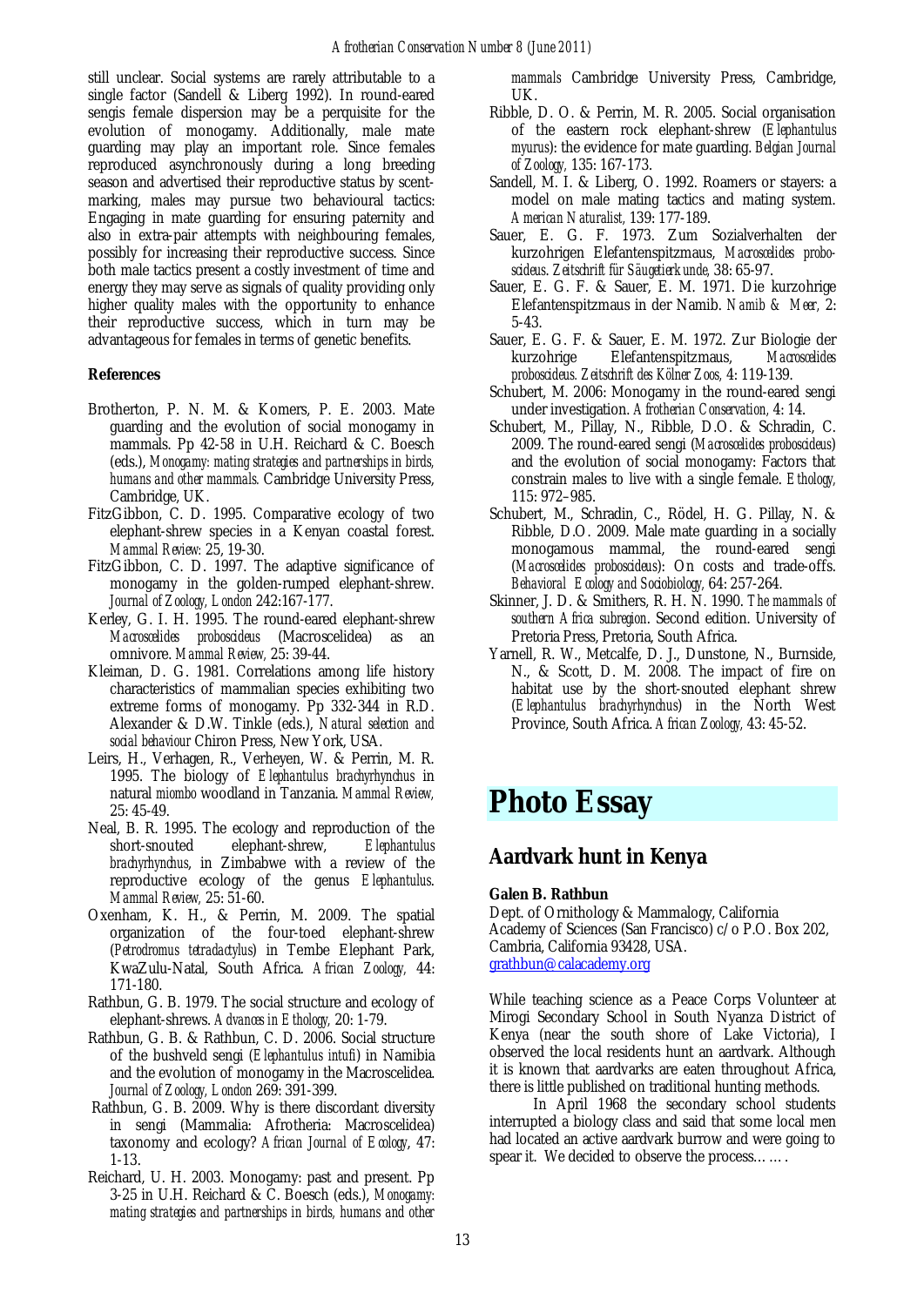still unclear. Social systems are rarely attributable to a single factor (Sandell & Liberg 1992). In round-eared sengis female dispersion may be a perquisite for the evolution of monogamy. Additionally, male mate guarding may play an important role. Since females reproduced asynchronously during a long breeding season and advertised their reproductive status by scent-marking, males may pursue two behavioural tactics: Engaging in mate guarding for ensuring paternity and also in extra-pair attempts with neighbouring females, possibly for increasing their reproductive success. Since both male tactics present a costly investment of time and energy they may serve as signals of quality providing only higher quality males with the opportunity to enhance their reproductive success, which in turn may be advantageous for females in terms of genetic benefits.

**References**

Brotherton, P. N. M. & Komers, P. E. 2003. Mate guarding and the evolution of social monogamy in mammals. Pp 42-58 in U.H. Reichard & C. Boesch (eds.), *Monogamy: mating strategies and partnerships in birds, humans and other mammals*. Cambridge University Press, Cambridge, UK.

FitzGibbon, C. D. 1995. Comparative ecology of two elephant-shrew species in a Kenyan coastal forest. *Mammal Review:* 25, 19-30.

FitzGibbon, C. D. 1997. The adaptive significance of monogamy in the golden-rumped elephant-shrew. *Journal of Zoology, London* 242:167-177.

Kerley, G. I. H. 1995. The round-eared elephant-shrew *Macroscelides proboscideus* (Macroscelidea) as an omnivore. *Mammal Review,* 25: 39-44.

Kleiman, D. G. 1981. Correlations among life history characteristics of mammalian species exhibiting two extreme forms of monogamy. Pp 332-344 in R.D. Alexander & D.W. Tinkle (eds.), *Natural selection and social behaviour* Chiron Press, New York, USA.

Leirs, H., Verhagen, R., Verheyen, W. & Perrin, M. R. 1995. The biology of *Elephantulus brachyrhynchus* in natural *miombo* woodland in Tanzania. *Mammal Review,* 25: 45-49.

Neal, B. R. 1995. The ecology and reproduction of the short-snouted elephant-shrew, *Elephantulus brachyrhynchus*, in Zimbabwe with a review of the reproductive ecology of the genus *Elephantulus*. *Mammal Review,* 25: 51-60.

Oxenham, K. H., & Perrin, M. 2009. The spatial organization of the four-toed elephant-shrew (*Petrodromus tetradactylus*) in Tembe Elephant Park, KwaZulu-Natal, South Africa. *African Zoology,* 44: 171-180.

Rathbun, G. B. 1979. The social structure and ecology of elephant-shrews. *Advances in Ethology,* 20: 1-79.

Rathbun, G. B. & Rathbun, C. D. 2006. Social structure of the bushveld sengi (*Elephantulus intufi*) in Namibia and the evolution of monogamy in the Macroscelidea. *Journal of Zoology, London* 269: 391-399.

Rathbun, G. B. 2009. Why is there discordant diversity in sengi (Mammalia: Afrotheria: Macroscelidea) taxonomy and ecology? *African Journal of Ecology*, 47: 1-13.

Reichard, U. H. 2003. Monogamy: past and present. Pp 3-25 in U.H. Reichard & C. Boesch (eds.), *Monogamy: mating strategies and partnerships in birds, humans and other mammals* Cambridge University Press, Cambridge, UK.

Ribble, D. O. & Perrin, M. R. 2005. Social organisation of the eastern rock elephant-shrew (*Elephantulus myurus*): the evidence for mate guarding. *Belgian Journal of Zoology,* 135: 167-173.

Sandell, M. I. & Liberg, O. 1992. Roamers or stayers: a model on male mating tactics and mating system. *American Naturalist,* 139: 177-189.

Sauer, E. G. F. 1973. Zum Sozialverhalten der kurzohrigen Elefantenspitzmaus, *Macroscelides proboscideus*. *Zeitschrift für Säugetierkunde,* 38: 65-97.

Sauer, E. G. F. & Sauer, E. M. 1971. Die kurzohrige Elefantenspitzmaus in der Namib. *Namib & Meer,* 2: 5-43.

Sauer, E. G. F. & Sauer, E. M. 1972. Zur Biologie der kurzohrige Elefantenspitzmaus, *Macroscelides proboscideus*. *Zeitschrift des Kölner Zoos,* 4: 119-139.

Schubert, M. 2006: Monogamy in the round-eared sengi under investigation. *Afrotherian Conservation,* 4: 14.

Schubert, M., Pillay, N., Ribble, D.O. & Schradin, C. 2009. The round-eared sengi (*Macroscelides proboscideus*) and the evolution of social monogamy: Factors that constrain males to live with a single female. *Ethology,* 115: 972–985.

Schubert, M., Schradin, C., Rödel, H. G. Pillay, N. & Ribble, D.O. 2009. Male mate guarding in a socially monogamous mammal, the round-eared sengi (*Macroscelides proboscideus*): On costs and trade-offs. *Behavioral Ecology and Sociobiology,* 64: 257-264.

Skinner, J. D. & Smithers, R. H. N. 1990. *The mammals of southern Africa subregion*. Second edition. University of Pretoria Press, Pretoria, South Africa.

Yarnell, R. W., Metcalfe, D. J., Dunstone, N., Burnside, N., & Scott, D. M. 2008. The impact of fire on habitat use by the short-snouted elephant shrew (*Elephantulus brachyrhynchus*) in the North West Province, South Africa. *African Zoology,* 43: 45-52.

# Photo Essay

## Aardvark hunt in Kenya

**Galen B. Rathbun**

Dept. of Ornithology & Mammalogy, California Academy of Sciences (San Francisco) c/o P.O. Box 202, Cambria, California 93428, USA.
grathbun@calacademy.org

While teaching science as a Peace Corps Volunteer at Mirogi Secondary School in South Nyanza District of Kenya (near the south shore of Lake Victoria), I observed the local residents hunt an aardvark. Although it is known that aardvarks are eaten throughout Africa, there is little published on traditional hunting methods.

In April 1968 the secondary school students interrupted a biology class and said that some local men had located an active aardvark burrow and were going to spear it. We decided to observe the process…….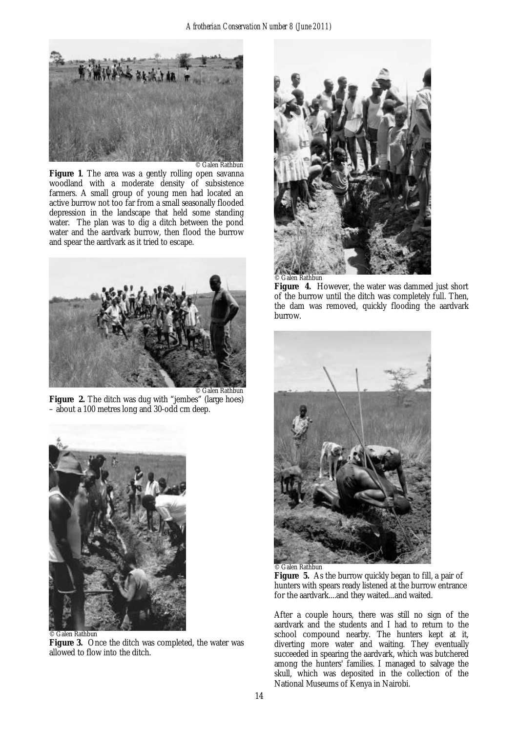© Galen Rathbun

**Figure 1**. The area was a gently rolling open savanna woodland with a moderate density of subsistence farmers. A small group of young men had located an active burrow not too far from a small seasonally flooded depression in the landscape that held some standing water. The plan was to dig a ditch between the pond water and the aardvark burrow, then flood the burrow and spear the aardvark as it tried to escape.

© Galen Rathbun

**Figure 2.** The ditch was dug with "jembes" (large hoes) – about a 100 metres long and 30-odd cm deep.

© Galen Rathbun

**Figure 3.** Once the ditch was completed, the water was allowed to flow into the ditch.

© Galen Rathbun

**Figure 4.** However, the water was dammed just short of the burrow until the ditch was completely full. Then, the dam was removed, quickly flooding the aardvark burrow.

© Galen Rathbun

**Figure 5.** As the burrow quickly began to fill, a pair of hunters with spears ready listened at the burrow entrance for the aardvark....and they waited...and waited.

After a couple hours, there was still no sign of the aardvark and the students and I had to return to the school compound nearby. The hunters kept at it, diverting more water and waiting. They eventually succeeded in spearing the aardvark, which was butchered among the hunters' families. I managed to salvage the skull, which was deposited in the collection of the National Museums of Kenya in Nairobi.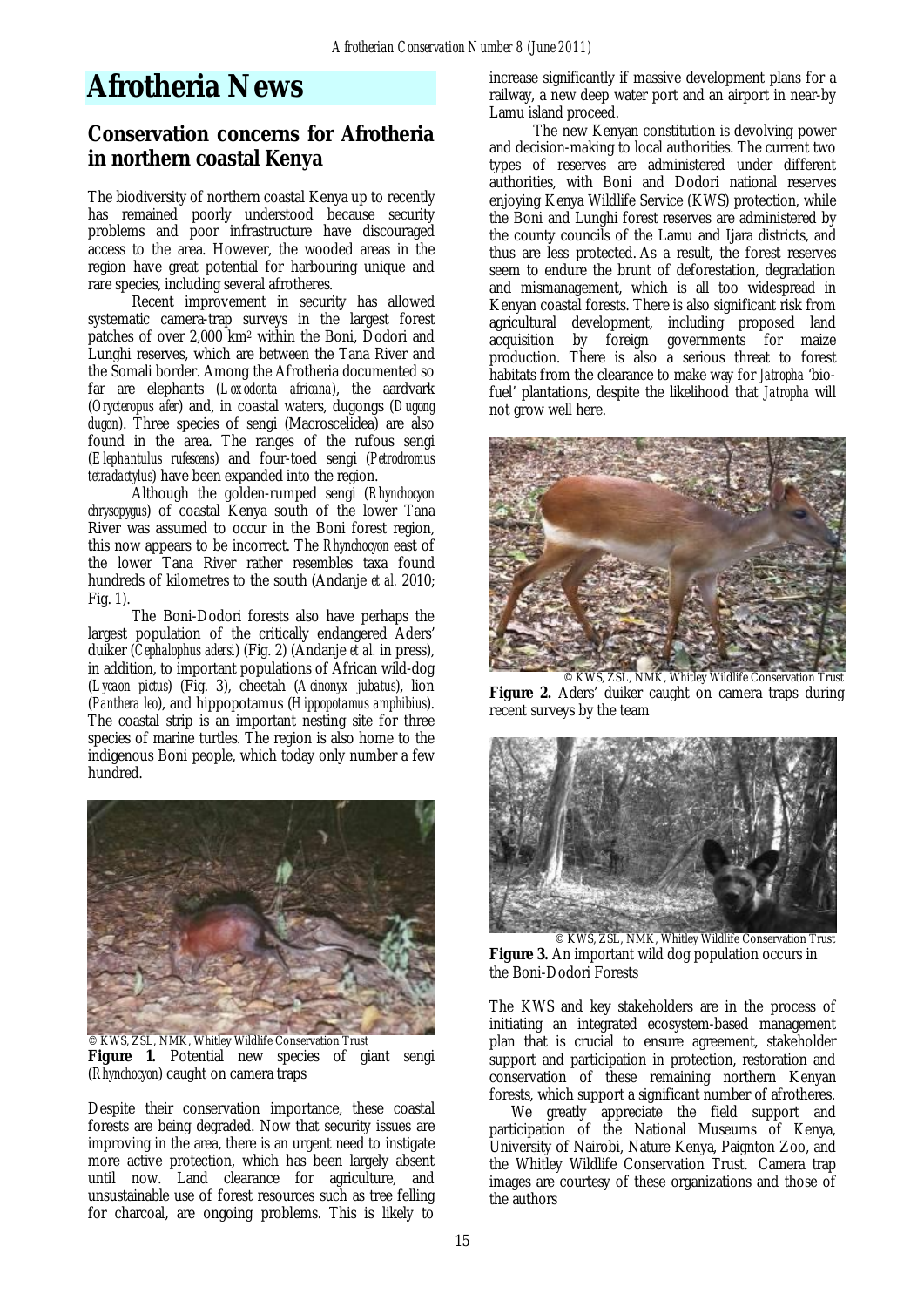# Afrotheria News

## Conservation concerns for Afrotheria in northern coastal Kenya

The biodiversity of northern coastal Kenya up to recently has remained poorly understood because security problems and poor infrastructure have discouraged access to the area. However, the wooded areas in the region have great potential for harbouring unique and rare species, including several afrotheres.

Recent improvement in security has allowed systematic camera-trap surveys in the largest forest patches of over 2,000 km$^2$ within the Boni, Dodori and Lunghi reserves, which are between the Tana River and the Somali border. Among the Afrotheria documented so far are elephants (*Loxodonta africana*), the aardvark (*Orycteropus afer*) and, in coastal waters, dugongs (*Dugong dugon*). Three species of sengi (Macroscelidea) are also found in the area. The ranges of the rufous sengi (*Elephantulus rufescens*) and four-toed sengi (*Petrodromus tetradactylus*) have been expanded into the region.

Although the golden-rumped sengi (*Rhynchocyon chrysopygus*) of coastal Kenya south of the lower Tana River was assumed to occur in the Boni forest region, this now appears to be incorrect. The *Rhynchocyon* east of the lower Tana River rather resembles taxa found hundreds of kilometres to the south (Andanje *et al.* 2010; Fig. 1).

The Boni-Dodori forests also have perhaps the largest population of the critically endangered Aders' duiker (*Cephalophus adersi*) (Fig. 2) (Andanje *et al.* in press), in addition, to important populations of African wild-dog (*Lycaon pictus*) (Fig. 3), cheetah (*Acinonyx jubatus*), lion (*Panthera leo*), and hippopotamus (*Hippopotamus amphibius*). The coastal strip is an important nesting site for three species of marine turtles. The region is also home to the indigenous Boni people, which today only number a few hundred.

© KWS, ZSL, NMK, Whitley Wildlife Conservation Trust

**Figure 1.** Potential new species of giant sengi (*Rhynchocyon*) caught on camera traps

Despite their conservation importance, these coastal forests are being degraded. Now that security issues are improving in the area, there is an urgent need to instigate more active protection, which has been largely absent until now. Land clearance for agriculture, and unsustainable use of forest resources such as tree felling for charcoal, are ongoing problems. This is likely to increase significantly if massive development plans for a railway, a new deep water port and an airport in near-by Lamu island proceed.

The new Kenyan constitution is devolving power and decision-making to local authorities. The current two types of reserves are administered under different authorities, with Boni and Dodori national reserves enjoying Kenya Wildlife Service (KWS) protection, while the Boni and Lunghi forest reserves are administered by the county councils of the Lamu and Ijara districts, and thus are less protected. As a result, the forest reserves seem to endure the brunt of deforestation, degradation and mismanagement, which is all too widespread in Kenyan coastal forests. There is also significant risk from agricultural development, including proposed land acquisition by foreign governments for maize production. There is also a serious threat to forest habitats from the clearance to make way for *Jatropha* 'bio-fuel' plantations, despite the likelihood that *Jatropha* will not grow well here.

© KWS, ZSL, NMK, Whitley Wildlife Conservation Trust

**Figure 2.** Aders' duiker caught on camera traps during recent surveys by the team

© KWS, ZSL, NMK, Whitley Wildlife Conservation Trust

**Figure 3.** An important wild dog population occurs in the Boni-Dodori Forests

The KWS and key stakeholders are in the process of initiating an integrated ecosystem-based management plan that is crucial to ensure agreement, stakeholder support and participation in protection, restoration and conservation of these remaining northern Kenyan forests, which support a significant number of afrotheres.

We greatly appreciate the field support and participation of the National Museums of Kenya, University of Nairobi, Nature Kenya, Paignton Zoo, and the Whitley Wildlife Conservation Trust. Camera trap images are courtesy of these organizations and those of the authors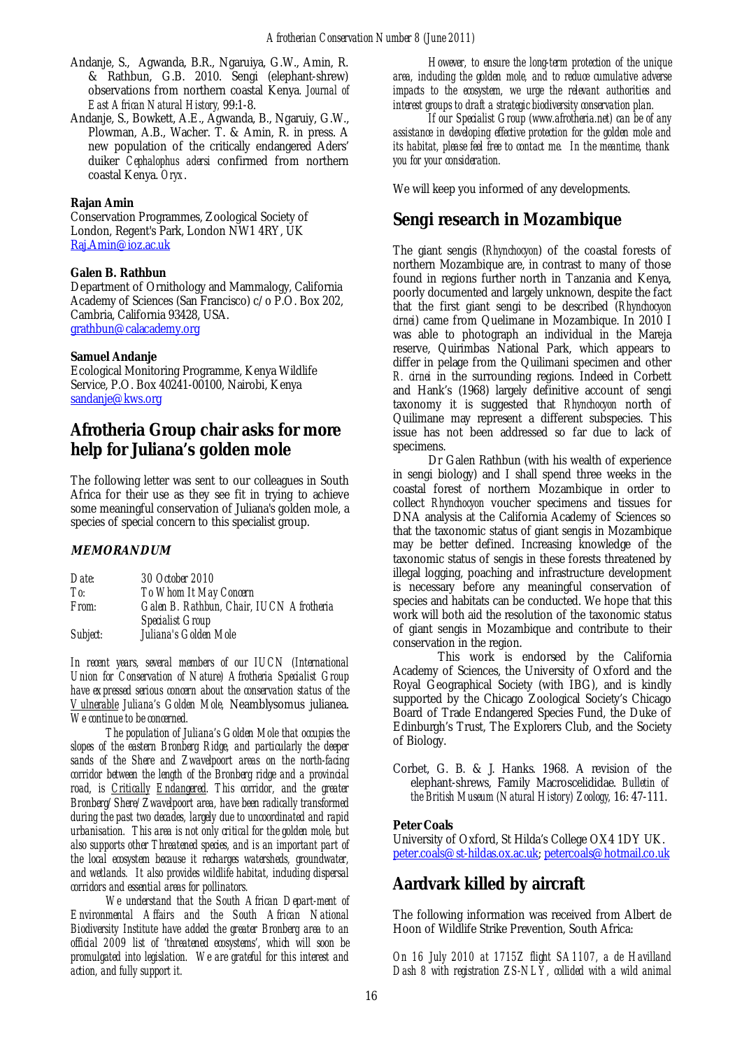Andanje, S., Agwanda, B.R., Ngaruiya, G.W., Amin, R. & Rathbun, G.B. 2010. Sengi (elephant-shrew) observations from northern coastal Kenya. *Journal of East African Natural History,* 99:1-8.

Andanje, S., Bowkett, A.E., Agwanda, B., Ngaruiy, G.W., Plowman, A.B., Wacher. T. & Amin, R. in press. A new population of the critically endangered Aders' duiker *Cephalophus adersi* confirmed from northern coastal Kenya. *Oryx*.

**Rajan Amin**
Conservation Programmes, Zoological Society of London, Regent's Park, London NW1 4RY, UK
Raj.Amin@ioz.ac.uk

**Galen B. Rathbun**
Department of Ornithology and Mammalogy, California Academy of Sciences (San Francisco) c/o P.O. Box 202, Cambria, California 93428, USA.
grathbun@calacademy.org

**Samuel Andanje**
Ecological Monitoring Programme, Kenya Wildlife Service, P.O. Box 40241-00100, Nairobi, Kenya
sandanje@kws.org

## Afrotheria Group chair asks for more help for Juliana's golden mole

The following letter was sent to our colleagues in South Africa for their use as they see fit in trying to achieve some meaningful conservation of Juliana's golden mole, a species of special concern to this specialist group.

### *MEMORANDUM*

| | |
|---|---|
| *Date:* | *30 October 2010* |
| *To:* | *To Whom It May Concern* |
| *From:* | *Galen B. Rathbun, Chair, IUCN Afrotheria Specialist Group* |
| *Subject:* | *Juliana's Golden Mole* |

*In recent years, several members of our IUCN (International Union for Conservation of Nature) Afrotheria Specialist Group have expressed serious concern about the conservation status of the Vulnerable Juliana's Golden Mole,* Neamblysomus julianea. *We continue to be concerned.*

*The population of Juliana's Golden Mole that occupies the slopes of the eastern Bronberg Ridge, and particularly the deeper sands of the Shere and Zwavelpoort areas on the north-facing corridor between the length of the Bronberg ridge and a provincial road, is Critically Endangered. This corridor, and the greater Bronberg/Shere/Zwavelpoort area, have been radically transformed during the past two decades, largely due to uncoordinated and rapid urbanisation. This area is not only critical for the golden mole, but also supports other Threatened species, and is an important part of the local ecosystem because it recharges watersheds, groundwater, and wetlands. It also provides wildlife habitat, including dispersal corridors and essential areas for pollinators.*

*We understand that the South African Depart-ment of Environmental Affairs and the South African National Biodiversity Institute have added the greater Bronberg area to an official 2009 list of 'threatened ecosystems', which will soon be promulgated into legislation. We are grateful for this interest and action, and fully support it.*

*However, to ensure the long-term protection of the unique area, including the golden mole, and to reduce cumulative adverse impacts to the ecosystem, we urge the relevant authorities and interest groups to draft a strategic biodiversity conservation plan.*

*If our Specialist Group (www.afrotheria.net) can be of any assistance in developing effective protection for the golden mole and its habitat, please feel free to contact me. In the meantime, thank you for your consideration.*

We will keep you informed of any developments.

## Sengi research in Mozambique

The giant sengis (*Rhynchocyon*) of the coastal forests of northern Mozambique are, in contrast to many of those found in regions further north in Tanzania and Kenya, poorly documented and largely unknown, despite the fact that the first giant sengi to be described (*Rhynchocyon cirnei*) came from Quelimane in Mozambique. In 2010 I was able to photograph an individual in the Mareja reserve, Quirimbas National Park, which appears to differ in pelage from the Quilimani specimen and other *R. cirnei* in the surrounding regions. Indeed in Corbett and Hank's (1968) largely definitive account of sengi taxonomy it is suggested that *Rhynchocyon* north of Quilimane may represent a different subspecies. This issue has not been addressed so far due to lack of specimens.

Dr Galen Rathbun (with his wealth of experience in sengi biology) and I shall spend three weeks in the coastal forest of northern Mozambique in order to collect *Rhynchocyon* voucher specimens and tissues for DNA analysis at the California Academy of Sciences so that the taxonomic status of giant sengis in Mozambique may be better defined. Increasing knowledge of the taxonomic status of sengis in these forests threatened by illegal logging, poaching and infrastructure development is necessary before any meaningful conservation of species and habitats can be conducted. We hope that this work will both aid the resolution of the taxonomic status of giant sengis in Mozambique and contribute to their conservation in the region.

This work is endorsed by the California Academy of Sciences, the University of Oxford and the Royal Geographical Society (with IBG), and is kindly supported by the Chicago Zoological Society's Chicago Board of Trade Endangered Species Fund, the Duke of Edinburgh's Trust, The Explorers Club, and the Society of Biology.

Corbet, G. B. & J. Hanks. 1968. A revision of the elephant-shrews, Family Macroscelididae. *Bulletin of the British Museum (Natural History) Zoology,* 16: 47-111.

**Peter Coals**
University of Oxford, St Hilda's College OX4 1DY UK.
peter.coals@st-hildas.ox.ac.uk; petercoals@hotmail.co.uk

## Aardvark killed by aircraft

The following information was received from Albert de Hoon of Wildlife Strike Prevention, South Africa:

*On 16 July 2010 at 1715Z flight SA1107, a de Havilland Dash 8 with registration ZS-NLY, collided with a wild animal*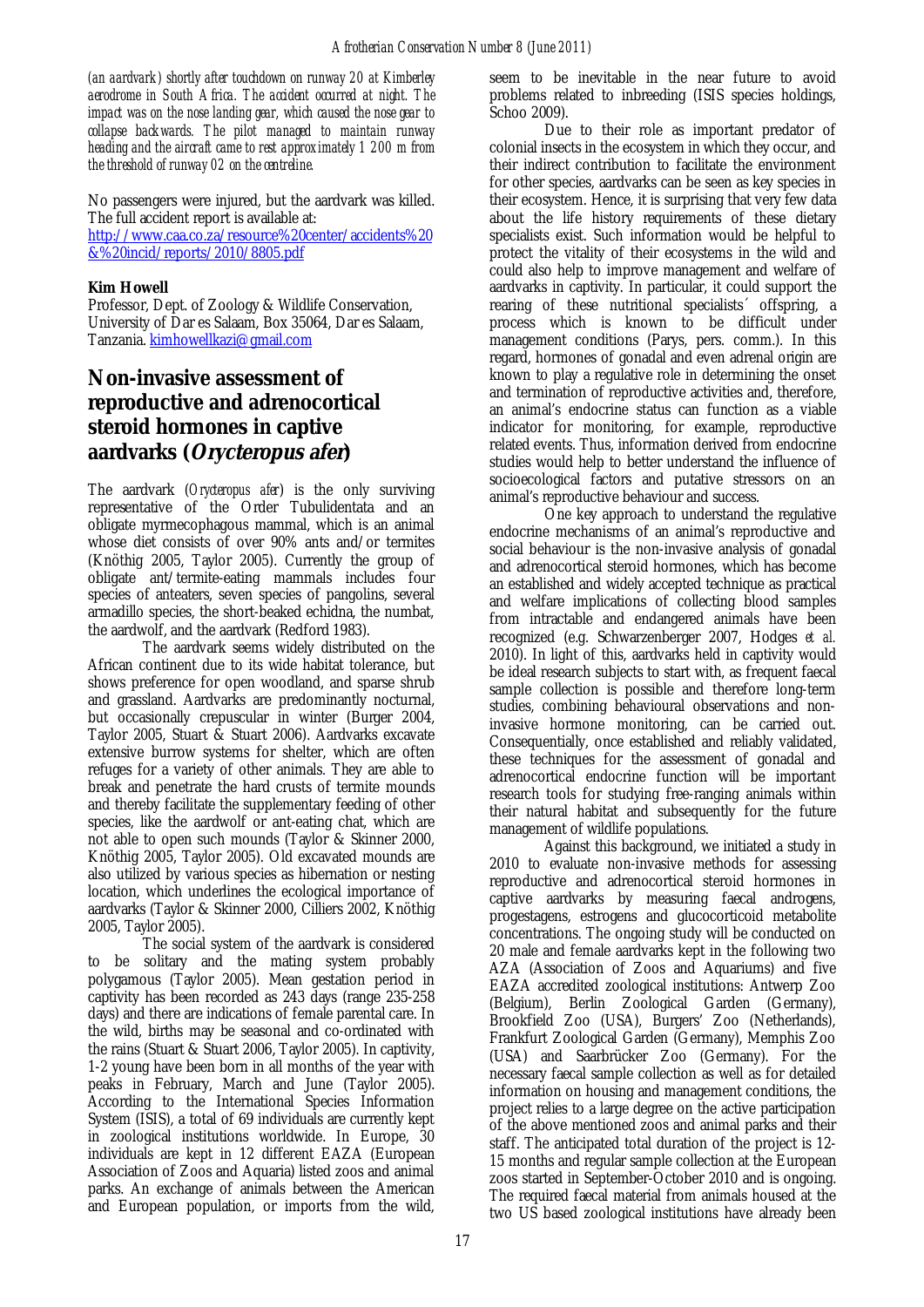*(an aardvark) shortly after touchdown on runway 20 at Kimberley aerodrome in South Africa. The accident occurred at night. The impact was on the nose landing gear, which caused the nose gear to collapse backwards. The pilot managed to maintain runway heading and the aircraft came to rest approximately 1 200 m from the threshold of runway 02 on the centreline.*

No passengers were injured, but the aardvark was killed. The full accident report is available at: http://www.caa.co.za/resource%20center/accidents%20&%20incid/reports/2010/8805.pdf

**Kim Howell**
Professor, Dept. of Zoology & Wildlife Conservation, University of Dar es Salaam, Box 35064, Dar es Salaam, Tanzania. kimhowellkazi@gmail.com

## Non-invasive assessment of reproductive and adrenocortical steroid hormones in captive aardvarks (*Orycteropus afer*)

The aardvark (*Orycteropus afer*) is the only surviving representative of the Order Tubulidentata and an obligate myrmecophagous mammal, which is an animal whose diet consists of over 90% ants and/or termites (Knöthig 2005, Taylor 2005). Currently the group of obligate ant/termite-eating mammals includes four species of anteaters, seven species of pangolins, several armadillo species, the short-beaked echidna, the numbat, the aardwolf, and the aardvark (Redford 1983).

The aardvark seems widely distributed on the African continent due to its wide habitat tolerance, but shows preference for open woodland, and sparse shrub and grassland. Aardvarks are predominantly nocturnal, but occasionally crepuscular in winter (Burger 2004, Taylor 2005, Stuart & Stuart 2006). Aardvarks excavate extensive burrow systems for shelter, which are often refuges for a variety of other animals. They are able to break and penetrate the hard crusts of termite mounds and thereby facilitate the supplementary feeding of other species, like the aardwolf or ant-eating chat, which are not able to open such mounds (Taylor & Skinner 2000, Knöthig 2005, Taylor 2005). Old excavated mounds are also utilized by various species as hibernation or nesting location, which underlines the ecological importance of aardvarks (Taylor & Skinner 2000, Cilliers 2002, Knöthig 2005, Taylor 2005).

The social system of the aardvark is considered to be solitary and the mating system probably polygamous (Taylor 2005). Mean gestation period in captivity has been recorded as 243 days (range 235-258 days) and there are indications of female parental care. In the wild, births may be seasonal and co-ordinated with the rains (Stuart & Stuart 2006, Taylor 2005). In captivity, 1-2 young have been born in all months of the year with peaks in February, March and June (Taylor 2005). According to the International Species Information System (ISIS), a total of 69 individuals are currently kept in zoological institutions worldwide. In Europe, 30 individuals are kept in 12 different EAZA (European Association of Zoos and Aquaria) listed zoos and animal parks. An exchange of animals between the American and European population, or imports from the wild, seem to be inevitable in the near future to avoid problems related to inbreeding (ISIS species holdings, Schoo 2009).

Due to their role as important predator of colonial insects in the ecosystem in which they occur, and their indirect contribution to facilitate the environment for other species, aardvarks can be seen as key species in their ecosystem. Hence, it is surprising that very few data about the life history requirements of these dietary specialists exist. Such information would be helpful to protect the vitality of their ecosystems in the wild and could also help to improve management and welfare of aardvarks in captivity. In particular, it could support the rearing of these nutritional specialists´ offspring, a process which is known to be difficult under management conditions (Parys, pers. comm.). In this regard, hormones of gonadal and even adrenal origin are known to play a regulative role in determining the onset and termination of reproductive activities and, therefore, an animal's endocrine status can function as a viable indicator for monitoring, for example, reproductive related events. Thus, information derived from endocrine studies would help to better understand the influence of socioecological factors and putative stressors on an animal's reproductive behaviour and success.

One key approach to understand the regulative endocrine mechanisms of an animal's reproductive and social behaviour is the non-invasive analysis of gonadal and adrenocortical steroid hormones, which has become an established and widely accepted technique as practical and welfare implications of collecting blood samples from intractable and endangered animals have been recognized (e.g. Schwarzenberger 2007, Hodges *et al.* 2010). In light of this, aardvarks held in captivity would be ideal research subjects to start with, as frequent faecal sample collection is possible and therefore long-term studies, combining behavioural observations and non-invasive hormone monitoring, can be carried out. Consequentially, once established and reliably validated, these techniques for the assessment of gonadal and adrenocortical endocrine function will be important research tools for studying free-ranging animals within their natural habitat and subsequently for the future management of wildlife populations.

Against this background, we initiated a study in 2010 to evaluate non-invasive methods for assessing reproductive and adrenocortical steroid hormones in captive aardvarks by measuring faecal androgens, progestagens, estrogens and glucocorticoid metabolite concentrations. The ongoing study will be conducted on 20 male and female aardvarks kept in the following two AZA (Association of Zoos and Aquariums) and five EAZA accredited zoological institutions: Antwerp Zoo (Belgium), Berlin Zoological Garden (Germany), Brookfield Zoo (USA), Burgers' Zoo (Netherlands), Frankfurt Zoological Garden (Germany), Memphis Zoo (USA) and Saarbrücker Zoo (Germany). For the necessary faecal sample collection as well as for detailed information on housing and management conditions, the project relies to a large degree on the active participation of the above mentioned zoos and animal parks and their staff. The anticipated total duration of the project is 12-15 months and regular sample collection at the European zoos started in September-October 2010 and is ongoing. The required faecal material from animals housed at the two US based zoological institutions have already been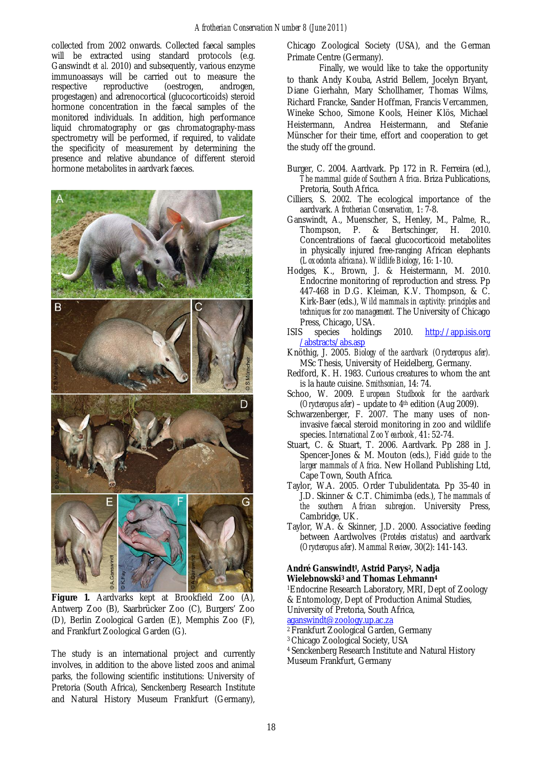collected from 2002 onwards. Collected faecal samples will be extracted using standard protocols (e.g. Ganswindt *et al.* 2010) and subsequently, various enzyme immunoassays will be carried out to measure the respective reproductive (oestrogen, androgen, progestagen) and adrenocortical (glucocorticoids) steroid hormone concentration in the faecal samples of the monitored individuals. In addition, high performance liquid chromatography or gas chromatography-mass spectrometry will be performed, if required, to validate the specificity of measurement by determining the presence and relative abundance of different steroid hormone metabolites in aardvark faeces.

**Figure 1.** Aardvarks kept at Brookfield Zoo (A), Antwerp Zoo (B), Saarbrücker Zoo (C), Burgers' Zoo (D), Berlin Zoological Garden (E), Memphis Zoo (F), and Frankfurt Zoological Garden (G).

The study is an international project and currently involves, in addition to the above listed zoos and animal parks, the following scientific institutions: University of Pretoria (South Africa), Senckenberg Research Institute and Natural History Museum Frankfurt (Germany), Chicago Zoological Society (USA), and the German Primate Centre (Germany).

Finally, we would like to take the opportunity to thank Andy Kouba, Astrid Bellem, Jocelyn Bryant, Diane Gierhahn, Mary Schollhamer, Thomas Wilms, Richard Francke, Sander Hoffman, Francis Vercammen, Wineke Schoo, Simone Kools, Heiner Klös, Michael Heistermann, Andrea Heistermann, and Stefanie Münscher for their time, effort and cooperation to get the study off the ground.

Burger, C. 2004. Aardvark. Pp 172 in R. Ferreira (ed.), *The mammal guide of Southern Africa*. Briza Publications, Pretoria, South Africa.

Cilliers, S. 2002. The ecological importance of the aardvark. *Afrotherian Conservation*, 1: 7-8.

Ganswindt, A., Muenscher, S., Henley, M., Palme, R., Thompson, P. & Bertschinger, H. 2010. Concentrations of faecal glucocorticoid metabolites in physically injured free-ranging African elephants (*Loxodonta africana*). *Wildlife Biology*, 16: 1-10.

Hodges, K., Brown, J. & Heistermann, M. 2010. Endocrine monitoring of reproduction and stress. Pp 447-468 in D.G. Kleiman, K.V. Thompson, & C. Kirk-Baer (eds.), *Wild mammals in captivity: principles and techniques for zoo management.* The University of Chicago Press, Chicago, USA.

ISIS species holdings 2010. http://app.isis.org/abstracts/abs.asp

Knöthig, J. 2005. *Biology of the aardvark (Orycteropus afer).* MSc Thesis, University of Heidelberg, Germany.

Redford, K. H. 1983. Curious creatures to whom the ant is la haute cuisine. *Smithsonian*, 14: 74.

Schoo, W. 2009. *European Studbook for the aardvark* (*Orycteropus afer*) – update to 4th edition (Aug 2009).

Schwarzenberger, F. 2007. The many uses of non-invasive faecal steroid monitoring in zoo and wildlife species. *International Zoo Yearbook*, 41: 52-74.

Stuart, C. & Stuart, T. 2006. Aardvark. Pp 288 in J. Spencer-Jones & M. Mouton (eds.), *Field guide to the larger mammals of Africa*. New Holland Publishing Ltd, Cape Town, South Africa.

Taylor, W.A. 2005. Order Tubulidentata. Pp 35-40 in J.D. Skinner & C.T. Chimimba (eds.), *The mammals of the southern African subregion*. University Press, Cambridge, UK.

Taylor, W.A. & Skinner, J.D. 2000. Associative feeding between Aardwolves (*Proteles cristatus*) and aardvark (*Orycteropus afer*). *Mammal Review*, 30(2): 141-143.

**André Ganswindt[1], Astrid Parys[2], Nadja Wielebnowski[3] and Thomas Lehmann[4]**

[1]Endocrine Research Laboratory, MRI, Dept of Zoology & Entomology, Dept of Production Animal Studies, University of Pretoria, South Africa,
aganswindt@zoology.up.ac.za

[2] Frankfurt Zoological Garden, Germany

[3] Chicago Zoological Society, USA

[4] Senckenberg Research Institute and Natural History Museum Frankfurt, Germany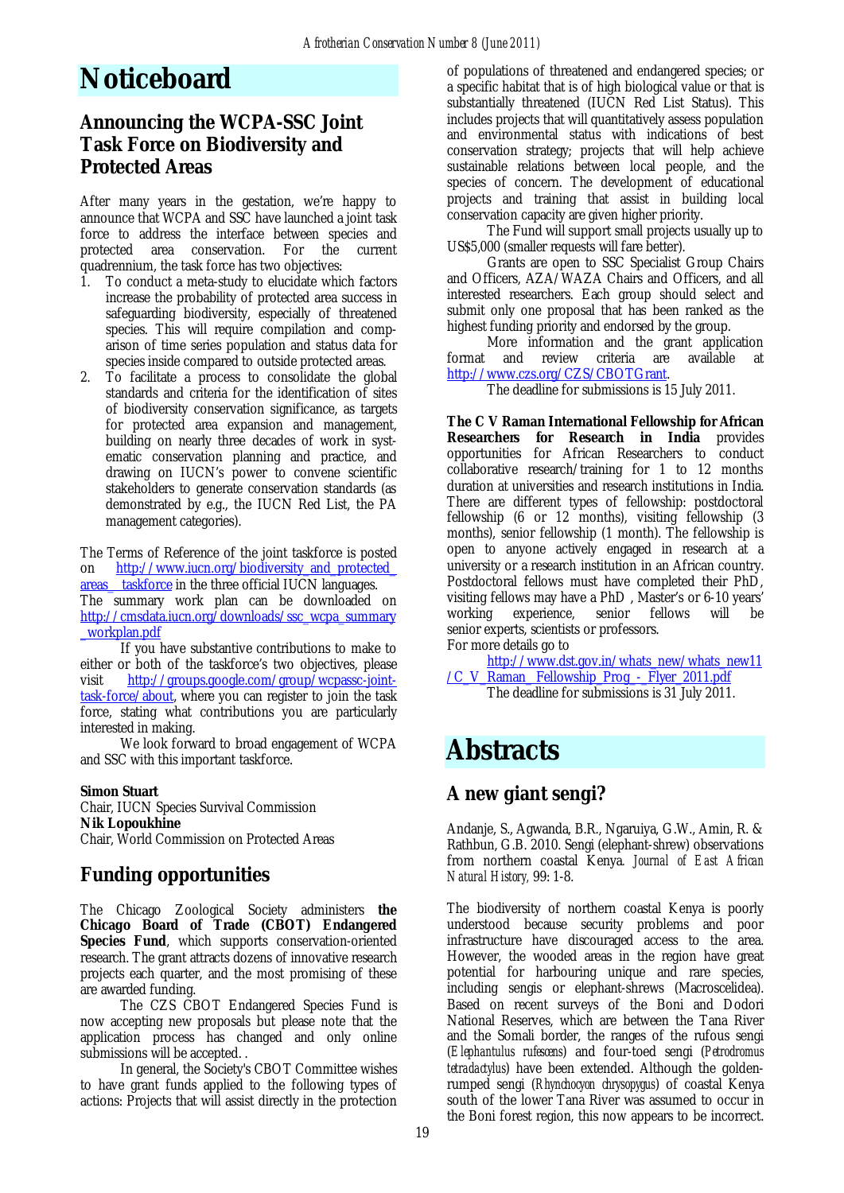# Noticeboard

## Announcing the WCPA-SSC Joint Task Force on Biodiversity and Protected Areas

After many years in the gestation, we're happy to announce that WCPA and SSC have launched a joint task force to address the interface between species and protected area conservation. For the current quadrennium, the task force has two objectives:

1. To conduct a meta-study to elucidate which factors increase the probability of protected area success in safeguarding biodiversity, especially of threatened species. This will require compilation and comparison of time series population and status data for species inside compared to outside protected areas.
2. To facilitate a process to consolidate the global standards and criteria for the identification of sites of biodiversity conservation significance, as targets for protected area expansion and management, building on nearly three decades of work in systematic conservation planning and practice, and drawing on IUCN's power to convene scientific stakeholders to generate conservation standards (as demonstrated by e.g., the IUCN Red List, the PA management categories).

The Terms of Reference of the joint taskforce is posted on http://www.iucn.org/biodiversity_and_protected_areas__taskforce in the three official IUCN languages. The summary work plan can be downloaded on http://cmsdata.iucn.org/downloads/ssc_wcpa_summary_workplan.pdf

If you have substantive contributions to make to either or both of the taskforce's two objectives, please visit http://groups.google.com/group/wcpassc-joint-task-force/about, where you can register to join the task force, stating what contributions you are particularly interested in making.

We look forward to broad engagement of WCPA and SSC with this important taskforce.

**Simon Stuart**
Chair, IUCN Species Survival Commission
**Nik Lopoukhine**
Chair, World Commission on Protected Areas

## Funding opportunities

The Chicago Zoological Society administers **the Chicago Board of Trade (CBOT) Endangered Species Fund**, which supports conservation-oriented research. The grant attracts dozens of innovative research projects each quarter, and the most promising of these are awarded funding.

The CZS CBOT Endangered Species Fund is now accepting new proposals but please note that the application process has changed and only online submissions will be accepted. .

In general, the Society's CBOT Committee wishes to have grant funds applied to the following types of actions: Projects that will assist directly in the protection of populations of threatened and endangered species; or a specific habitat that is of high biological value or that is substantially threatened (IUCN Red List Status). This includes projects that will quantitatively assess population and environmental status with indications of best conservation strategy; projects that will help achieve sustainable relations between local people, and the species of concern. The development of educational projects and training that assist in building local conservation capacity are given higher priority.

The Fund will support small projects usually up to US$5,000 (smaller requests will fare better).

Grants are open to SSC Specialist Group Chairs and Officers, AZA/WAZA Chairs and Officers, and all interested researchers. Each group should select and submit only one proposal that has been ranked as the highest funding priority and endorsed by the group.

More information and the grant application format and review criteria are available at http://www.czs.org/CZS/CBOTGrant.

The deadline for submissions is 15 July 2011.

**The C V Raman International Fellowship for African Researchers for Research in India** provides opportunities for African Researchers to conduct collaborative research/training for 1 to 12 months duration at universities and research institutions in India. There are different types of fellowship: postdoctoral fellowship (6 or 12 months), visiting fellowship (3 months), senior fellowship (1 month). The fellowship is open to anyone actively engaged in research at a university or a research institution in an African country. Postdoctoral fellows must have completed their PhD, visiting fellows may have a PhD , Master's or 6-10 years' working experience, senior fellows will be senior experts, scientists or professors.
For more details go to

http://www.dst.gov.in/whats_new/whats_new11/C_V_Raman_Fellowship_Prog_-_Flyer_2011.pdf

The deadline for submissions is 31 July 2011.

# Abstracts

## A new giant sengi?

Andanje, S., Agwanda, B.R., Ngaruiya, G.W., Amin, R. & Rathbun, G.B. 2010. Sengi (elephant-shrew) observations from northern coastal Kenya. *Journal of East African Natural History*, 99: 1-8.

The biodiversity of northern coastal Kenya is poorly understood because security problems and poor infrastructure have discouraged access to the area. However, the wooded areas in the region have great potential for harbouring unique and rare species, including sengis or elephant-shrews (Macroscelidea). Based on recent surveys of the Boni and Dodori National Reserves, which are between the Tana River and the Somali border, the ranges of the rufous sengi (*Elephantulus rufescens*) and four-toed sengi (*Petrodromus tetradactylus*) have been extended. Although the golden-rumped sengi (*Rhynchocyon chrysopygus*) of coastal Kenya south of the lower Tana River was assumed to occur in the Boni forest region, this now appears to be incorrect.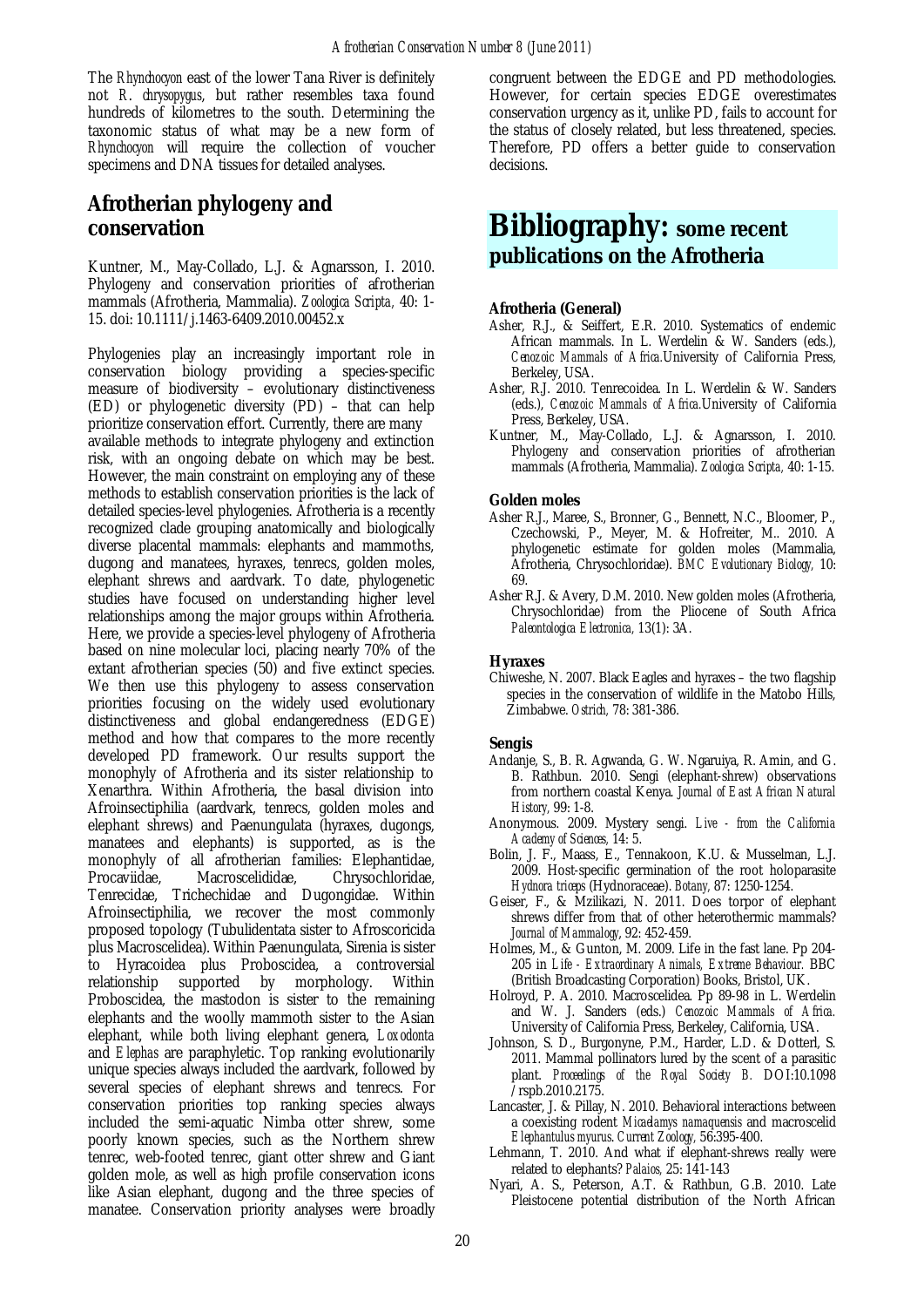The *Rhynchocyon* east of the lower Tana River is definitely not *R. chrysopygus*, but rather resembles taxa found hundreds of kilometres to the south. Determining the taxonomic status of what may be a new form of *Rhynchocyon* will require the collection of voucher specimens and DNA tissues for detailed analyses.

## Afrotherian phylogeny and conservation

Kuntner, M., May-Collado, L.J. & Agnarsson, I. 2010. Phylogeny and conservation priorities of afrotherian mammals (Afrotheria, Mammalia). *Zoologica Scripta,* 40: 1-15. doi: 10.1111/j.1463-6409.2010.00452.x

Phylogenies play an increasingly important role in conservation biology providing a species-specific measure of biodiversity – evolutionary distinctiveness (ED) or phylogenetic diversity (PD) – that can help prioritize conservation effort. Currently, there are many available methods to integrate phylogeny and extinction risk, with an ongoing debate on which may be best. However, the main constraint on employing any of these methods to establish conservation priorities is the lack of detailed species-level phylogenies. Afrotheria is a recently recognized clade grouping anatomically and biologically diverse placental mammals: elephants and mammoths, dugong and manatees, hyraxes, tenrecs, golden moles, elephant shrews and aardvark. To date, phylogenetic studies have focused on understanding higher level relationships among the major groups within Afrotheria. Here, we provide a species-level phylogeny of Afrotheria based on nine molecular loci, placing nearly 70% of the extant afrotherian species (50) and five extinct species. We then use this phylogeny to assess conservation priorities focusing on the widely used evolutionary distinctiveness and global endangeredness (EDGE) method and how that compares to the more recently developed PD framework. Our results support the monophyly of Afrotheria and its sister relationship to Xenarthra. Within Afrotheria, the basal division into Afroinsectiphilia (aardvark, tenrecs, golden moles and elephant shrews) and Paenungulata (hyraxes, dugongs, manatees and elephants) is supported, as is the monophyly of all afrotherian families: Elephantidae, Procaviidae, Macroscelididae, Chrysochloridae, Tenrecidae, Trichechidae and Dugongidae. Within Afroinsectiphilia, we recover the most commonly proposed topology (Tubulidentata sister to Afroscoricida plus Macroscelidea). Within Paenungulata, Sirenia is sister to Hyracoidea plus Proboscidea, a controversial relationship supported by morphology. Within Proboscidea, the mastodon is sister to the remaining elephants and the woolly mammoth sister to the Asian elephant, while both living elephant genera, *Loxodonta* and *Elephas* are paraphyletic. Top ranking evolutionarily unique species always included the aardvark, followed by several species of elephant shrews and tenrecs. For conservation priorities top ranking species always included the semi-aquatic Nimba otter shrew, some poorly known species, such as the Northern shrew tenrec, web-footed tenrec, giant otter shrew and Giant golden mole, as well as high profile conservation icons like Asian elephant, dugong and the three species of manatee. Conservation priority analyses were broadly congruent between the EDGE and PD methodologies. However, for certain species EDGE overestimates conservation urgency as it, unlike PD, fails to account for the status of closely related, but less threatened, species. Therefore, PD offers a better guide to conservation decisions.

# Bibliography: some recent publications on the Afrotheria

### Afrotheria (General)

Asher, R.J., & Seiffert, E.R. 2010. Systematics of endemic African mammals. In L. Werdelin & W. Sanders (eds.), *Cenozoic Mammals of Africa.*University of California Press, Berkeley, USA.

Asher, R.J. 2010. Tenrecoidea. In L. Werdelin & W. Sanders (eds.), *Cenozoic Mammals of Africa.*University of California Press, Berkeley, USA.

Kuntner, M., May-Collado, L.J. & Agnarsson, I. 2010. Phylogeny and conservation priorities of afrotherian mammals (Afrotheria, Mammalia). *Zoologica Scripta,* 40: 1-15.

### Golden moles

Asher R.J., Maree, S., Bronner, G., Bennett, N.C., Bloomer, P., Czechowski, P., Meyer, M. & Hofreiter, M.. 2010. A phylogenetic estimate for golden moles (Mammalia, Afrotheria, Chrysochloridae). *BMC Evolutionary Biology,* 10: 69.

Asher R.J. & Avery, D.M. 2010. New golden moles (Afrotheria, Chrysochloridae) from the Pliocene of South Africa *Paleontologica Electronica,* 13(1): 3A.

### Hyraxes

Chiweshe, N. 2007. Black Eagles and hyraxes – the two flagship species in the conservation of wildlife in the Matobo Hills, Zimbabwe. *Ostrich,* 78: 381-386.

### Sengis

Andanje, S., B. R. Agwanda, G. W. Ngaruiya, R. Amin, and G. B. Rathbun. 2010. Sengi (elephant-shrew) observations from northern coastal Kenya. *Journal of East African Natural History,* 99: 1-8.

Anonymous. 2009. Mystery sengi. *Live - from the California Academy of Sciences,* 14: 5.

Bolin, J. F., Maass, E., Tennakoon, K.U. & Musselman, L.J. 2009. Host-specific germination of the root holoparasite *Hydnora triceps* (Hydnoraceae). *Botany,* 87: 1250-1254.

Geiser, F., & Mzilikazi, N. 2011. Does torpor of elephant shrews differ from that of other heterothermic mammals? *Journal of Mammalogy,* 92: 452-459.

Holmes, M., & Gunton, M. 2009. Life in the fast lane. Pp 204-205 in *Life - Extraordinary Animals, Extreme Behaviour.* BBC (British Broadcasting Corporation) Books, Bristol, UK.

Holroyd, P. A. 2010. Macroscelidea. Pp 89-98 in L. Werdelin and W. J. Sanders (eds.) *Cenozoic Mammals of Africa.* University of California Press, Berkeley, California, USA.

Johnson, S. D., Burgonyne, P.M., Harder, L.D. & Dotterl, S. 2011. Mammal pollinators lured by the scent of a parasitic plant. *Proceedings of the Royal Society B.* DOI:10.1098/rspb.2010.2175.

Lancaster, J. & Pillay, N. 2010. Behavioral interactions between a coexisting rodent *Micaelamys namaquensis* and macroscelid *Elephantulus myurus*. *Current Zoology,* 56:395-400.

Lehmann, T. 2010. And what if elephant-shrews really were related to elephants? *Palaios,* 25: 141-143

Nyari, A. S., Peterson, A.T. & Rathbun, G.B. 2010. Late Pleistocene potential distribution of the North African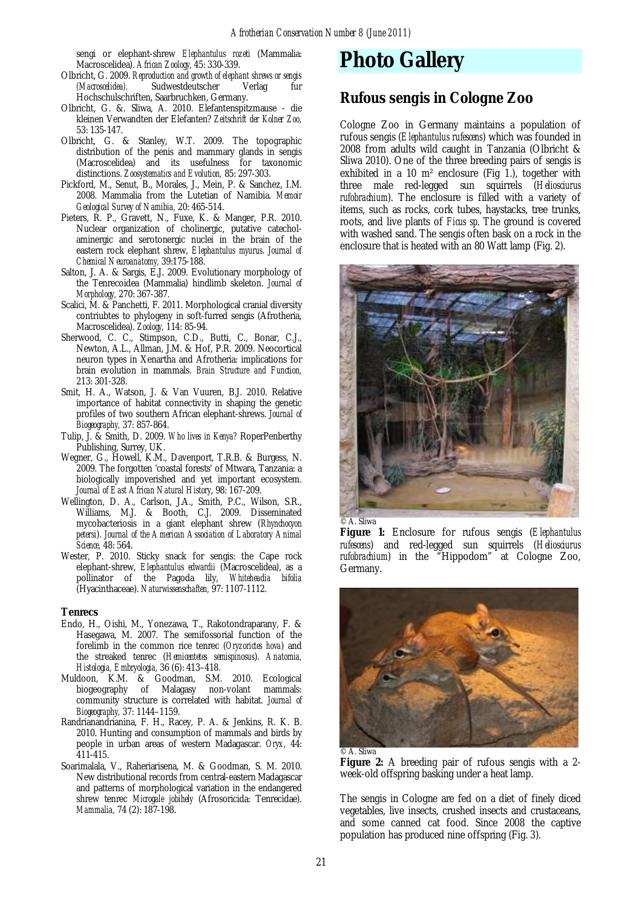sengi or elephant-shrew *Elephantulus rozeti* (Mammalia: Macroscelidea). *African Zoology,* 45: 330-339.

Olbricht, G. 2009. *Reproduction and growth of elephant shrews or sengis (Macroscelidea).* Sudwestdeutscher Verlag fur Hochschulschriften, Saarbrucken, Germany.

Olbricht, G. &. Sliwa, A. 2010. Elefantenspitzmause - die kleinen Verwandten der Elefanten? *Zeitschrift der Kolner Zoo,* 53: 135-147.

Olbricht, G. & Stanley, W.T. 2009. The topographic distribution of the penis and mammary glands in sengis (Macroscelidea) and its usefulness for taxonomic distinctions. *Zoosystematics and Evolution,* 85: 297-303.

Pickford, M., Senut, B., Morales, J., Mein, P. & Sanchez, I.M. 2008. Mammalia from the Lutetian of Namibia. *Memoir Geological Survey of Namibia,* 20: 465-514.

Pieters, R. P., Gravett, N., Fuxe, K. & Manger, P.R. 2010. Nuclear organization of cholinergic, putative catecholaminergic and serotonergic nuclei in the brain of the eastern rock elephant shrew, *Elephantulus myurus*. *Journal of Chemical Neuroanatomy,* 39:175-188.

Salton, J. A. & Sargis, E.J. 2009. Evolutionary morphology of the Tenrecoidea (Mammalia) hindlimb skeleton. *Journal of Morphology,* 270: 367-387.

Scalici, M. & Panchetti, F. 2011. Morphological cranial diversity contriubtes to phylogeny in soft-furred sengis (Afrotheria, Macroscelidea). *Zoology,* 114: 85-94.

Sherwood, C. C., Stimpson, C.D., Butti, C., Bonar, C.J., Newton, A.L., Allman, J.M. & Hof, P.R. 2009. Neocortical neuron types in Xenartha and Afrotheria: implications for brain evolution in mammals. *Brain Structure and Function,* 213: 301-328.

Smit, H. A., Watson, J. & Van Vuuren, B.J. 2010. Relative importance of habitat connectivity in shaping the genetic profiles of two southern African elephant-shrews. *Journal of Biogeography,* 37: 857-864.

Tulip, J. & Smith, D. 2009. *Who lives in Kenya?* RoperPenberthy Publishing, Surrey, UK.

Wegner, G., Howell, K.M., Davenport, T.R.B. & Burgess, N. 2009. The forgotten 'coastal forests' of Mtwara, Tanzania: a biologically impoverished and yet important ecosystem. *Journal of East African Natural History,* 98: 167-209.

Wellington, D. A., Carlson, J.A., Smith, P.C., Wilson, S.R., Williams, M.J. & Booth, C.J. 2009. Disseminated mycobacteriosis in a giant elephant shrew (*Rhynchocyon petersi*). *Journal of the American Association of Laboratory Animal Science,* 48: 564.

Wester, P. 2010. Sticky snack for sengis: the Cape rock elephant-shrew, *Elephantulus edwardii* (Macroscelidea), as a pollinator of the Pagoda lily, *Whiteheadia bifolia* (Hyacinthaceae). *Naturwissenschaften,* 97: 1107-1112.

**Tenrecs**

Endo, H., Oishi, M., Yonezawa, T., Rakotondraparany, F. & Hasegawa, M. 2007. The semifossorial function of the forelimb in the common rice tenrec (*Oryzorictes hova*) and the streaked tenrec (*Hemicentetes semispinosus*). *Anatomia, Histologia, Embryologia,* 36 (6): 413–418.

Muldoon, K.M. & Goodman, S.M. 2010. Ecological biogeography of Malagasy non-volant mammals: community structure is correlated with habitat. *Journal of Biogeography,* 37: 1144–1159.

Randrianandrianina, F. H., Racey, P. A. & Jenkins, R. K. B. 2010. Hunting and consumption of mammals and birds by people in urban areas of western Madagascar. *Oryx,* 44: 411-415.

Soarimalala, V., Raheriarisena, M. & Goodman, S. M. 2010. New distributional records from central-eastern Madagascar and patterns of morphological variation in the endangered shrew tenrec *Microgale jobihely* (Afrosoricida: Tenrecidae). *Mammalia,* 74 (2): 187-198.

# Photo Gallery

## Rufous sengis in Cologne Zoo

Cologne Zoo in Germany maintains a population of rufous sengis (*Elephantulus rufescens*) which was founded in 2008 from adults wild caught in Tanzania (Olbricht & Sliwa 2010). One of the three breeding pairs of sengis is exhibited in a 10 m² enclosure (Fig 1.), together with three male red-legged sun squirrels (*Heliosciurus rufobrachium*). The enclosure is filled with a variety of items, such as rocks, cork tubes, haystacks, tree trunks, roots, and live plants of *Ficus* sp. The ground is covered with washed sand. The sengis often bask on a rock in the enclosure that is heated with an 80 Watt lamp (Fig. 2).

© A. Sliwa

**Figure 1:** Enclosure for rufous sengis (*Elephantulus rufescens*) and red-legged sun squirrels (*Heliosciurus rufobrachium*) in the "Hippodom" at Cologne Zoo, Germany.

© A. Sliwa

**Figure 2:** A breeding pair of rufous sengis with a 2-week-old offspring basking under a heat lamp.

The sengis in Cologne are fed on a diet of finely diced vegetables, live insects, crushed insects and crustaceans, and some canned cat food. Since 2008 the captive population has produced nine offspring (Fig. 3).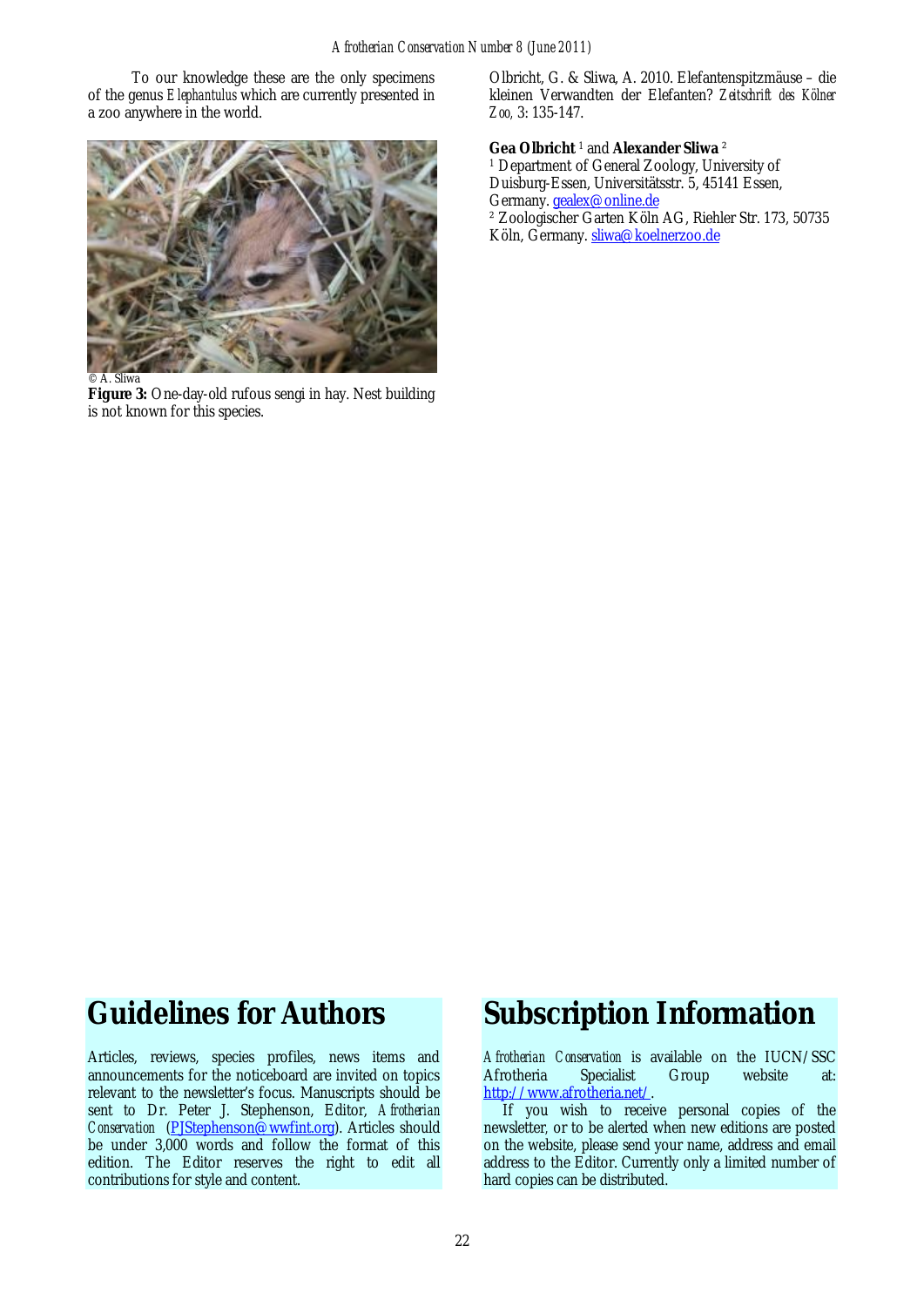To our knowledge these are the only specimens of the genus *Elephantulus* which are currently presented in a zoo anywhere in the world.

© A. Sliwa

**Figure 3:** One-day-old rufous sengi in hay. Nest building is not known for this species.

Olbricht, G. & Sliwa, A. 2010. Elefantenspitzmäuse – die kleinen Verwandten der Elefanten? *Zeitschrift des Kölner Zoo*, 3: 135-147.

**Gea Olbricht** [1] and **Alexander Sliwa** [2]

[1] Department of General Zoology, University of Duisburg-Essen, Universitätsstr. 5, 45141 Essen, Germany. gealex@online.de

[2] Zoologischer Garten Köln AG, Riehler Str. 173, 50735 Köln, Germany. sliwa@koelnerzoo.de

## Guidelines for Authors

Articles, reviews, species profiles, news items and announcements for the noticeboard are invited on topics relevant to the newsletter's focus. Manuscripts should be sent to Dr. Peter J. Stephenson, Editor, *Afrotherian Conservation* (PJStephenson@wwfint.org). Articles should be under 3,000 words and follow the format of this edition. The Editor reserves the right to edit all contributions for style and content.

## Subscription Information

*Afrotherian Conservation* is available on the IUCN/SSC Afrotheria Specialist Group website at: http://www.afrotheria.net/.

If you wish to receive personal copies of the newsletter, or to be alerted when new editions are posted on the website, please send your name, address and email address to the Editor. Currently only a limited number of hard copies can be distributed.